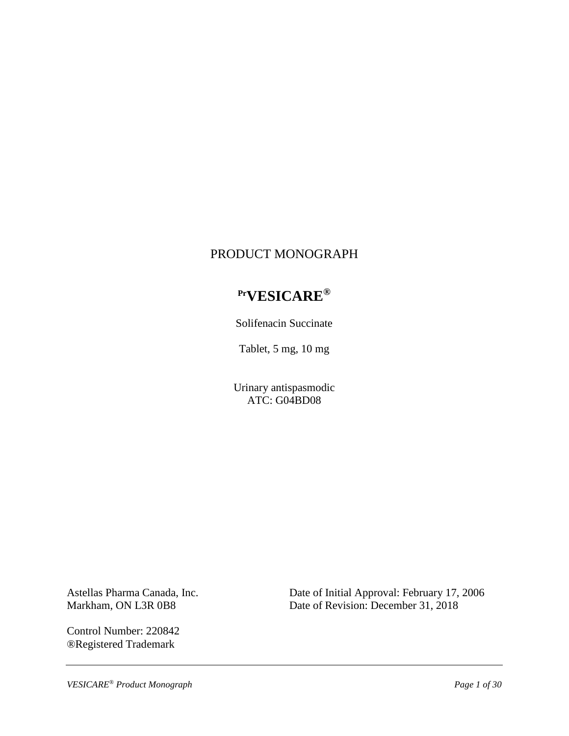# PRODUCT MONOGRAPH

## PrVESICARE®

Solifenacin Succinate

Tablet, 5 mg, 10 mg

Urinary antispasmodic
ATC: G04BD08

Astellas Pharma Canada, Inc.
Markham, ON L3R 0B8

Date of Initial Approval: February 17, 2006
Date of Revision: December 31, 2018

Control Number: 220842
®Registered Trademark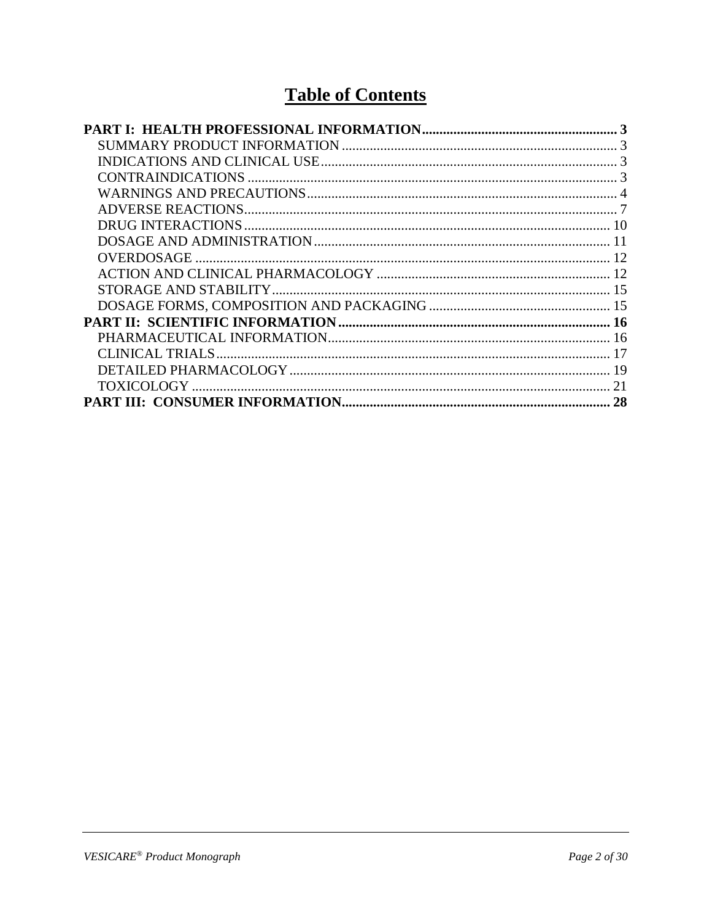# Table of Contents

**PART I: HEALTH PROFESSIONAL INFORMATION....................................................... 3**

- SUMMARY PRODUCT INFORMATION ............................................................................ 3
- INDICATIONS AND CLINICAL USE.................................................................................. 3
- CONTRAINDICATIONS ........................................................................................................ 3
- WARNINGS AND PRECAUTIONS...................................................................................... 4
- ADVERSE REACTIONS......................................................................................................... 7
- DRUG INTERACTIONS....................................................................................................... 10
- DOSAGE AND ADMINISTRATION.................................................................................. 11
- OVERDOSAGE ..................................................................................................................... 12
- ACTION AND CLINICAL PHARMACOLOGY ................................................................ 12
- STORAGE AND STABILITY.............................................................................................. 15
- DOSAGE FORMS, COMPOSITION AND PACKAGING ................................................. 15

**PART II: SCIENTIFIC INFORMATION ............................................................................ 16**

- PHARMACEUTICAL INFORMATION............................................................................... 16
- CLINICAL TRIALS............................................................................................................... 17
- DETAILED PHARMACOLOGY .......................................................................................... 19
- TOXICOLOGY ...................................................................................................................... 21

**PART III: CONSUMER INFORMATION........................................................................... 28**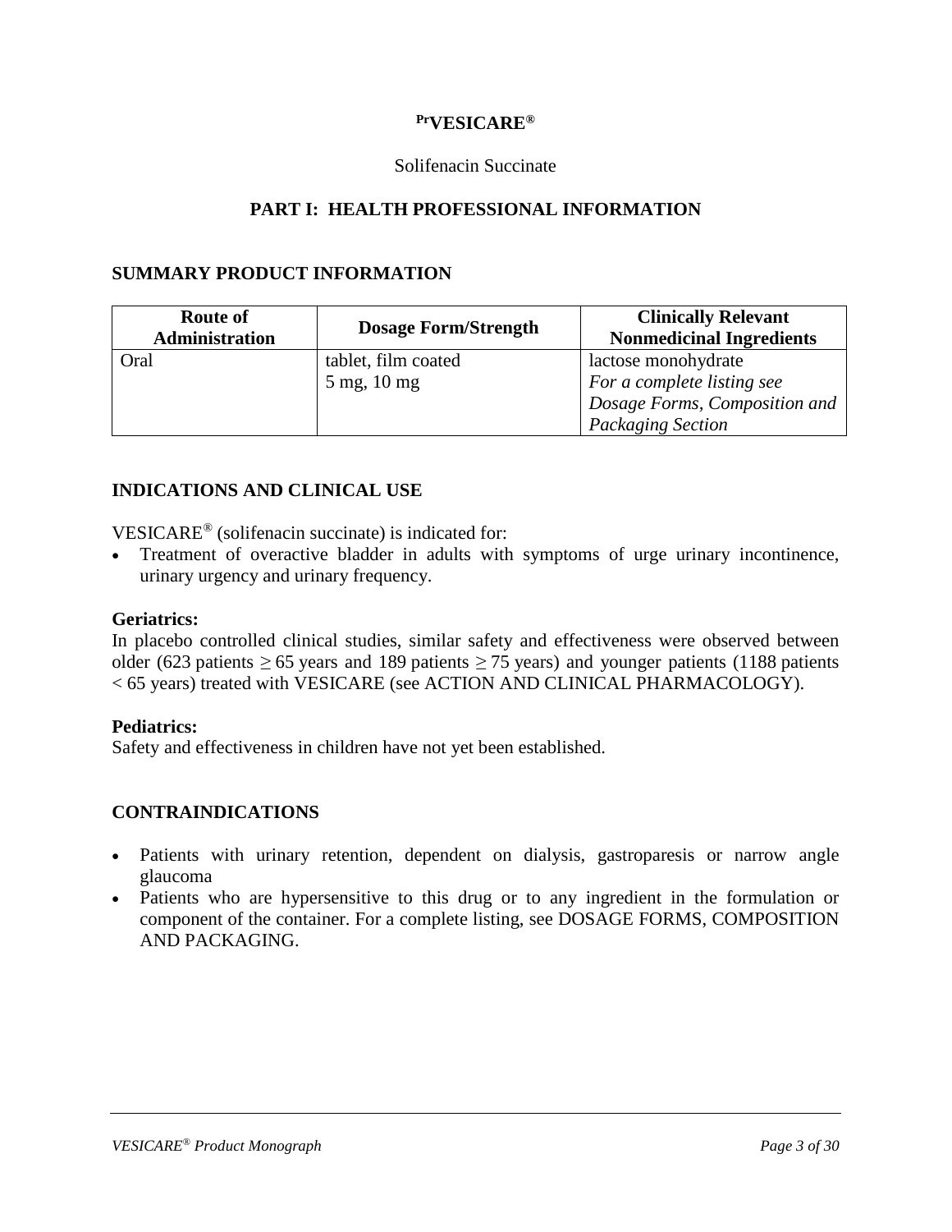**PrVESICARE®**

Solifenacin Succinate

## PART I: HEALTH PROFESSIONAL INFORMATION

### SUMMARY PRODUCT INFORMATION

| Route of Administration | Dosage Form/Strength | Clinically Relevant Nonmedicinal Ingredients |
| --- | --- | --- |
| Oral | tablet, film coated<br>5 mg, 10 mg | lactose monohydrate<br>*For a complete listing see Dosage Forms, Composition and Packaging Section* |

### INDICATIONS AND CLINICAL USE

VESICARE® (solifenacin succinate) is indicated for:

- Treatment of overactive bladder in adults with symptoms of urge urinary incontinence, urinary urgency and urinary frequency.

**Geriatrics:**
In placebo controlled clinical studies, similar safety and effectiveness were observed between older (623 patients ≥ 65 years and 189 patients ≥ 75 years) and younger patients (1188 patients < 65 years) treated with VESICARE (see ACTION AND CLINICAL PHARMACOLOGY).

**Pediatrics:**
Safety and effectiveness in children have not yet been established.

### CONTRAINDICATIONS

- Patients with urinary retention, dependent on dialysis, gastroparesis or narrow angle glaucoma
- Patients who are hypersensitive to this drug or to any ingredient in the formulation or component of the container. For a complete listing, see DOSAGE FORMS, COMPOSITION AND PACKAGING.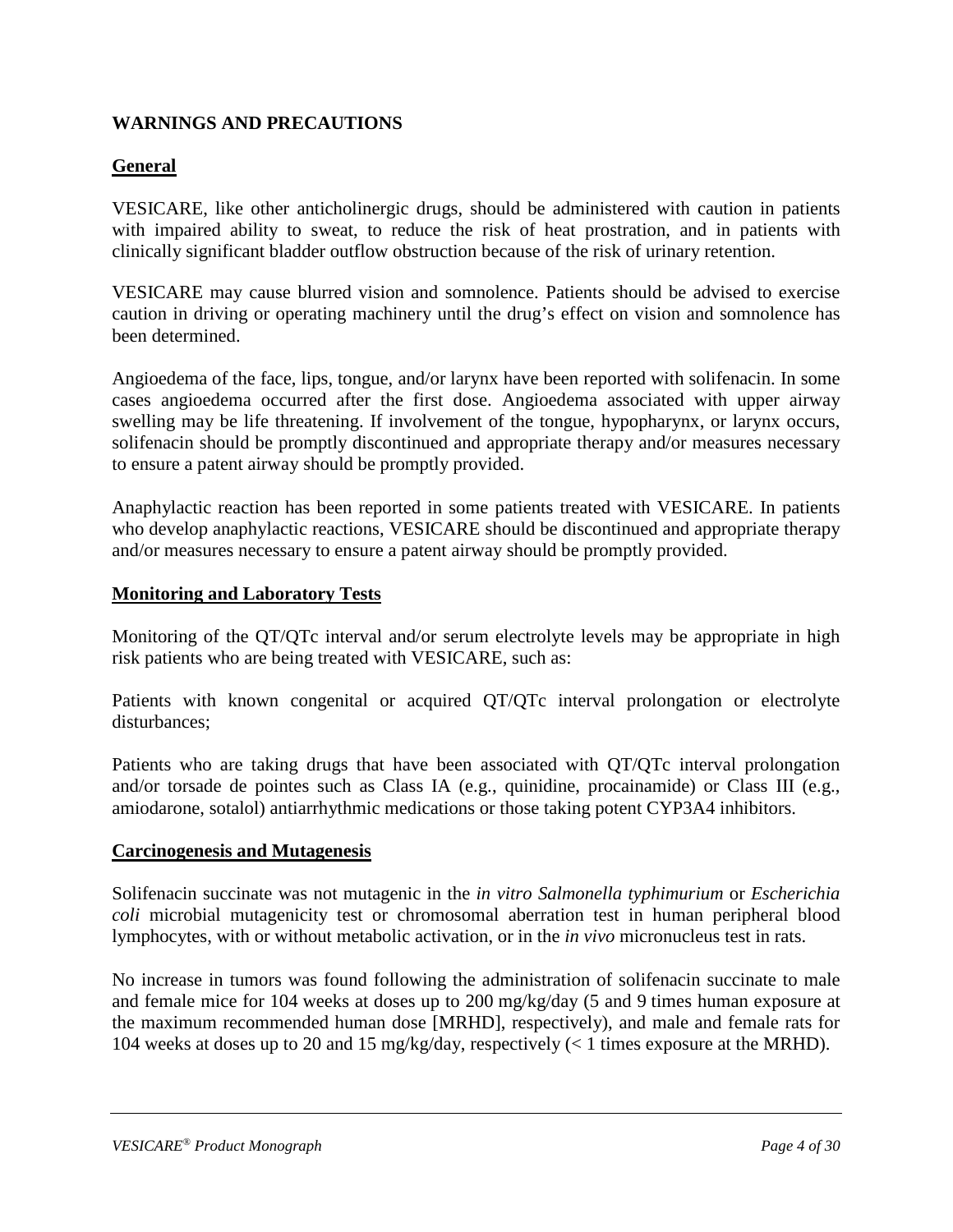## WARNINGS AND PRECAUTIONS

### General

VESICARE, like other anticholinergic drugs, should be administered with caution in patients with impaired ability to sweat, to reduce the risk of heat prostration, and in patients with clinically significant bladder outflow obstruction because of the risk of urinary retention.

VESICARE may cause blurred vision and somnolence. Patients should be advised to exercise caution in driving or operating machinery until the drug's effect on vision and somnolence has been determined.

Angioedema of the face, lips, tongue, and/or larynx have been reported with solifenacin. In some cases angioedema occurred after the first dose. Angioedema associated with upper airway swelling may be life threatening. If involvement of the tongue, hypopharynx, or larynx occurs, solifenacin should be promptly discontinued and appropriate therapy and/or measures necessary to ensure a patent airway should be promptly provided.

Anaphylactic reaction has been reported in some patients treated with VESICARE. In patients who develop anaphylactic reactions, VESICARE should be discontinued and appropriate therapy and/or measures necessary to ensure a patent airway should be promptly provided.

### Monitoring and Laboratory Tests

Monitoring of the QT/QTc interval and/or serum electrolyte levels may be appropriate in high risk patients who are being treated with VESICARE, such as:

Patients with known congenital or acquired QT/QTc interval prolongation or electrolyte disturbances;

Patients who are taking drugs that have been associated with QT/QTc interval prolongation and/or torsade de pointes such as Class IA (e.g., quinidine, procainamide) or Class III (e.g., amiodarone, sotalol) antiarrhythmic medications or those taking potent CYP3A4 inhibitors.

### Carcinogenesis and Mutagenesis

Solifenacin succinate was not mutagenic in the *in vitro Salmonella typhimurium* or *Escherichia coli* microbial mutagenicity test or chromosomal aberration test in human peripheral blood lymphocytes, with or without metabolic activation, or in the *in vivo* micronucleus test in rats.

No increase in tumors was found following the administration of solifenacin succinate to male and female mice for 104 weeks at doses up to 200 mg/kg/day (5 and 9 times human exposure at the maximum recommended human dose [MRHD], respectively), and male and female rats for 104 weeks at doses up to 20 and 15 mg/kg/day, respectively (< 1 times exposure at the MRHD).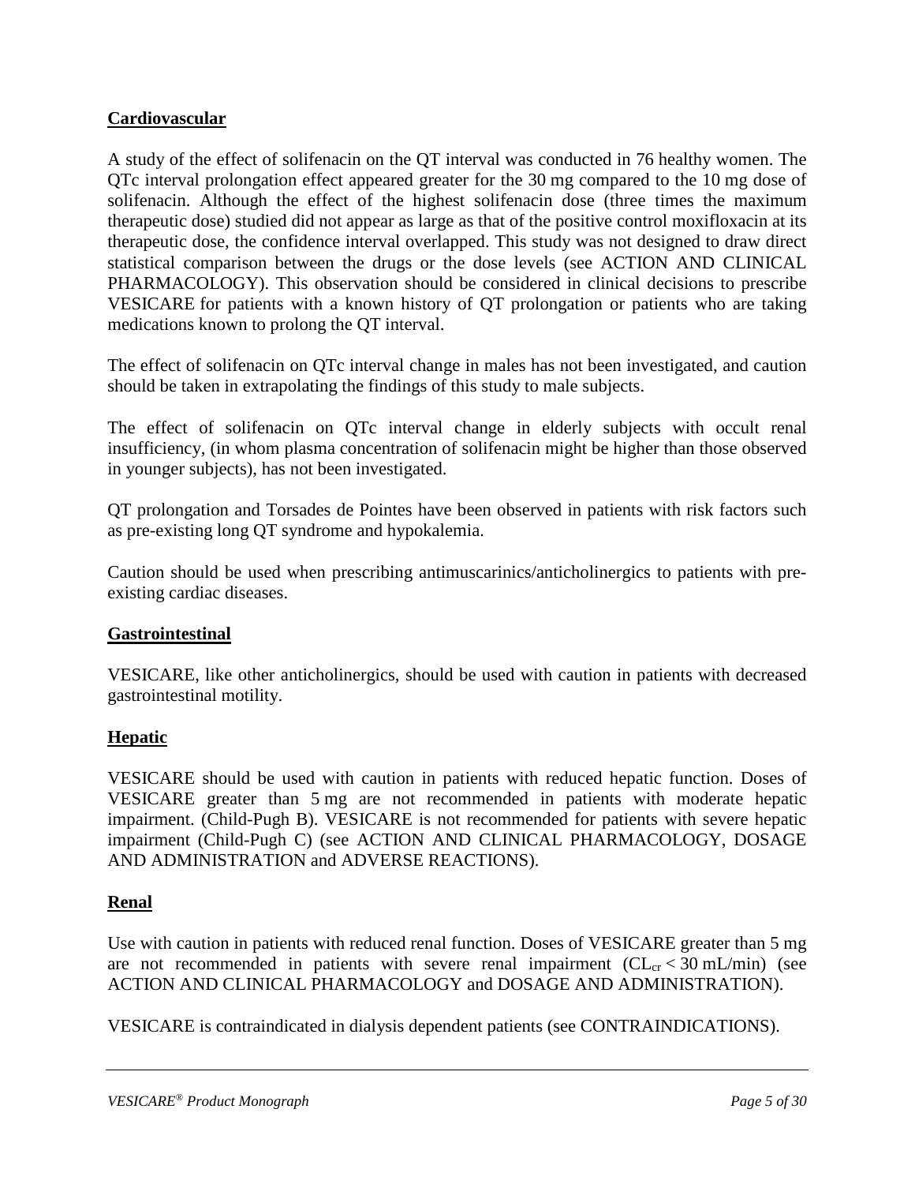**Cardiovascular**

A study of the effect of solifenacin on the QT interval was conducted in 76 healthy women. The QTc interval prolongation effect appeared greater for the 30 mg compared to the 10 mg dose of solifenacin. Although the effect of the highest solifenacin dose (three times the maximum therapeutic dose) studied did not appear as large as that of the positive control moxifloxacin at its therapeutic dose, the confidence interval overlapped. This study was not designed to draw direct statistical comparison between the drugs or the dose levels (see ACTION AND CLINICAL PHARMACOLOGY). This observation should be considered in clinical decisions to prescribe VESICARE for patients with a known history of QT prolongation or patients who are taking medications known to prolong the QT interval.

The effect of solifenacin on QTc interval change in males has not been investigated, and caution should be taken in extrapolating the findings of this study to male subjects.

The effect of solifenacin on QTc interval change in elderly subjects with occult renal insufficiency, (in whom plasma concentration of solifenacin might be higher than those observed in younger subjects), has not been investigated.

QT prolongation and Torsades de Pointes have been observed in patients with risk factors such as pre-existing long QT syndrome and hypokalemia.

Caution should be used when prescribing antimuscarinics/anticholinergics to patients with pre-existing cardiac diseases.

**Gastrointestinal**

VESICARE, like other anticholinergics, should be used with caution in patients with decreased gastrointestinal motility.

**Hepatic**

VESICARE should be used with caution in patients with reduced hepatic function. Doses of VESICARE greater than 5 mg are not recommended in patients with moderate hepatic impairment. (Child-Pugh B). VESICARE is not recommended for patients with severe hepatic impairment (Child-Pugh C) (see ACTION AND CLINICAL PHARMACOLOGY, DOSAGE AND ADMINISTRATION and ADVERSE REACTIONS).

**Renal**

Use with caution in patients with reduced renal function. Doses of VESICARE greater than 5 mg are not recommended in patients with severe renal impairment ($CL_{cr} < 30$ mL/min) (see ACTION AND CLINICAL PHARMACOLOGY and DOSAGE AND ADMINISTRATION).

VESICARE is contraindicated in dialysis dependent patients (see CONTRAINDICATIONS).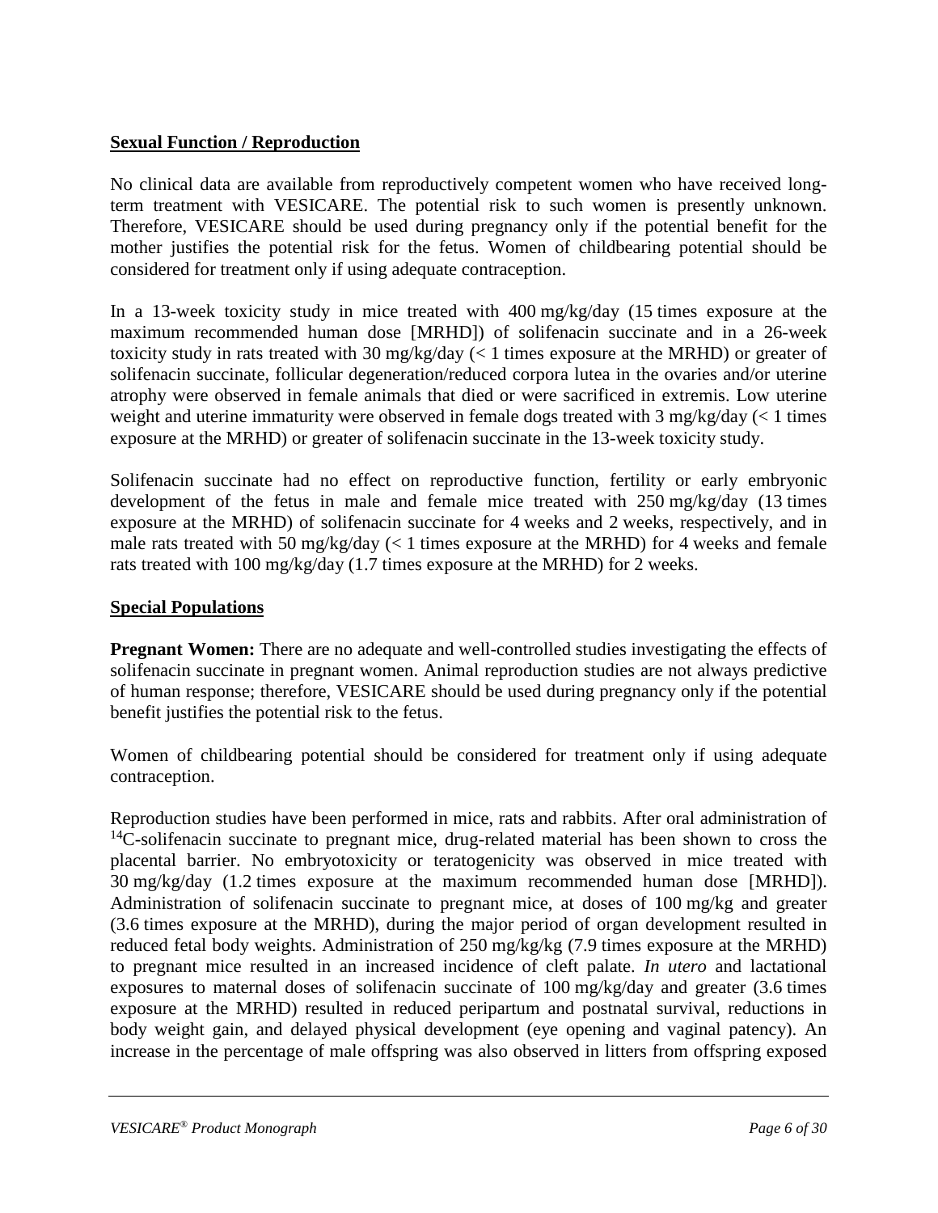**Sexual Function / Reproduction**

No clinical data are available from reproductively competent women who have received long-term treatment with VESICARE. The potential risk to such women is presently unknown. Therefore, VESICARE should be used during pregnancy only if the potential benefit for the mother justifies the potential risk for the fetus. Women of childbearing potential should be considered for treatment only if using adequate contraception.

In a 13-week toxicity study in mice treated with 400 mg/kg/day (15 times exposure at the maximum recommended human dose [MRHD]) of solifenacin succinate and in a 26-week toxicity study in rats treated with 30 mg/kg/day (< 1 times exposure at the MRHD) or greater of solifenacin succinate, follicular degeneration/reduced corpora lutea in the ovaries and/or uterine atrophy were observed in female animals that died or were sacrificed in extremis. Low uterine weight and uterine immaturity were observed in female dogs treated with 3 mg/kg/day (< 1 times exposure at the MRHD) or greater of solifenacin succinate in the 13-week toxicity study.

Solifenacin succinate had no effect on reproductive function, fertility or early embryonic development of the fetus in male and female mice treated with 250 mg/kg/day (13 times exposure at the MRHD) of solifenacin succinate for 4 weeks and 2 weeks, respectively, and in male rats treated with 50 mg/kg/day (< 1 times exposure at the MRHD) for 4 weeks and female rats treated with 100 mg/kg/day (1.7 times exposure at the MRHD) for 2 weeks.

**Special Populations**

**Pregnant Women:** There are no adequate and well-controlled studies investigating the effects of solifenacin succinate in pregnant women. Animal reproduction studies are not always predictive of human response; therefore, VESICARE should be used during pregnancy only if the potential benefit justifies the potential risk to the fetus.

Women of childbearing potential should be considered for treatment only if using adequate contraception.

Reproduction studies have been performed in mice, rats and rabbits. After oral administration of $^{14}C$-solifenacin succinate to pregnant mice, drug-related material has been shown to cross the placental barrier. No embryotoxicity or teratogenicity was observed in mice treated with 30 mg/kg/day (1.2 times exposure at the maximum recommended human dose [MRHD]). Administration of solifenacin succinate to pregnant mice, at doses of 100 mg/kg and greater (3.6 times exposure at the MRHD), during the major period of organ development resulted in reduced fetal body weights. Administration of 250 mg/kg/kg (7.9 times exposure at the MRHD) to pregnant mice resulted in an increased incidence of cleft palate. *In utero* and lactational exposures to maternal doses of solifenacin succinate of 100 mg/kg/day and greater (3.6 times exposure at the MRHD) resulted in reduced peripartum and postnatal survival, reductions in body weight gain, and delayed physical development (eye opening and vaginal patency). An increase in the percentage of male offspring was also observed in litters from offspring exposed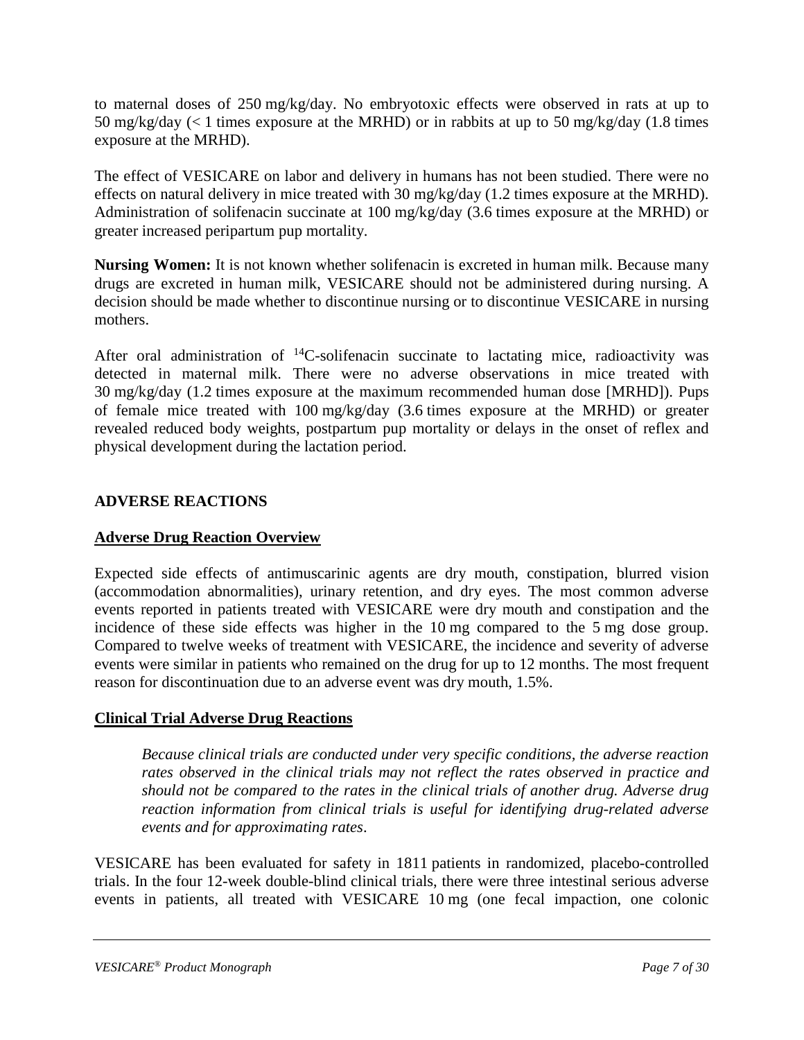to maternal doses of 250 mg/kg/day. No embryotoxic effects were observed in rats at up to 50 mg/kg/day (< 1 times exposure at the MRHD) or in rabbits at up to 50 mg/kg/day (1.8 times exposure at the MRHD).

The effect of VESICARE on labor and delivery in humans has not been studied. There were no effects on natural delivery in mice treated with 30 mg/kg/day (1.2 times exposure at the MRHD). Administration of solifenacin succinate at 100 mg/kg/day (3.6 times exposure at the MRHD) or greater increased peripartum pup mortality.

**Nursing Women:** It is not known whether solifenacin is excreted in human milk. Because many drugs are excreted in human milk, VESICARE should not be administered during nursing. A decision should be made whether to discontinue nursing or to discontinue VESICARE in nursing mothers.

After oral administration of $^{14}C$-solifenacin succinate to lactating mice, radioactivity was detected in maternal milk. There were no adverse observations in mice treated with 30 mg/kg/day (1.2 times exposure at the maximum recommended human dose [MRHD]). Pups of female mice treated with 100 mg/kg/day (3.6 times exposure at the MRHD) or greater revealed reduced body weights, postpartum pup mortality or delays in the onset of reflex and physical development during the lactation period.

## ADVERSE REACTIONS

### Adverse Drug Reaction Overview

Expected side effects of antimuscarinic agents are dry mouth, constipation, blurred vision (accommodation abnormalities), urinary retention, and dry eyes. The most common adverse events reported in patients treated with VESICARE were dry mouth and constipation and the incidence of these side effects was higher in the 10 mg compared to the 5 mg dose group. Compared to twelve weeks of treatment with VESICARE, the incidence and severity of adverse events were similar in patients who remained on the drug for up to 12 months. The most frequent reason for discontinuation due to an adverse event was dry mouth, 1.5%.

### Clinical Trial Adverse Drug Reactions

*Because clinical trials are conducted under very specific conditions, the adverse reaction rates observed in the clinical trials may not reflect the rates observed in practice and should not be compared to the rates in the clinical trials of another drug. Adverse drug reaction information from clinical trials is useful for identifying drug-related adverse events and for approximating rates.*

VESICARE has been evaluated for safety in 1811 patients in randomized, placebo-controlled trials. In the four 12-week double-blind clinical trials, there were three intestinal serious adverse events in patients, all treated with VESICARE 10 mg (one fecal impaction, one colonic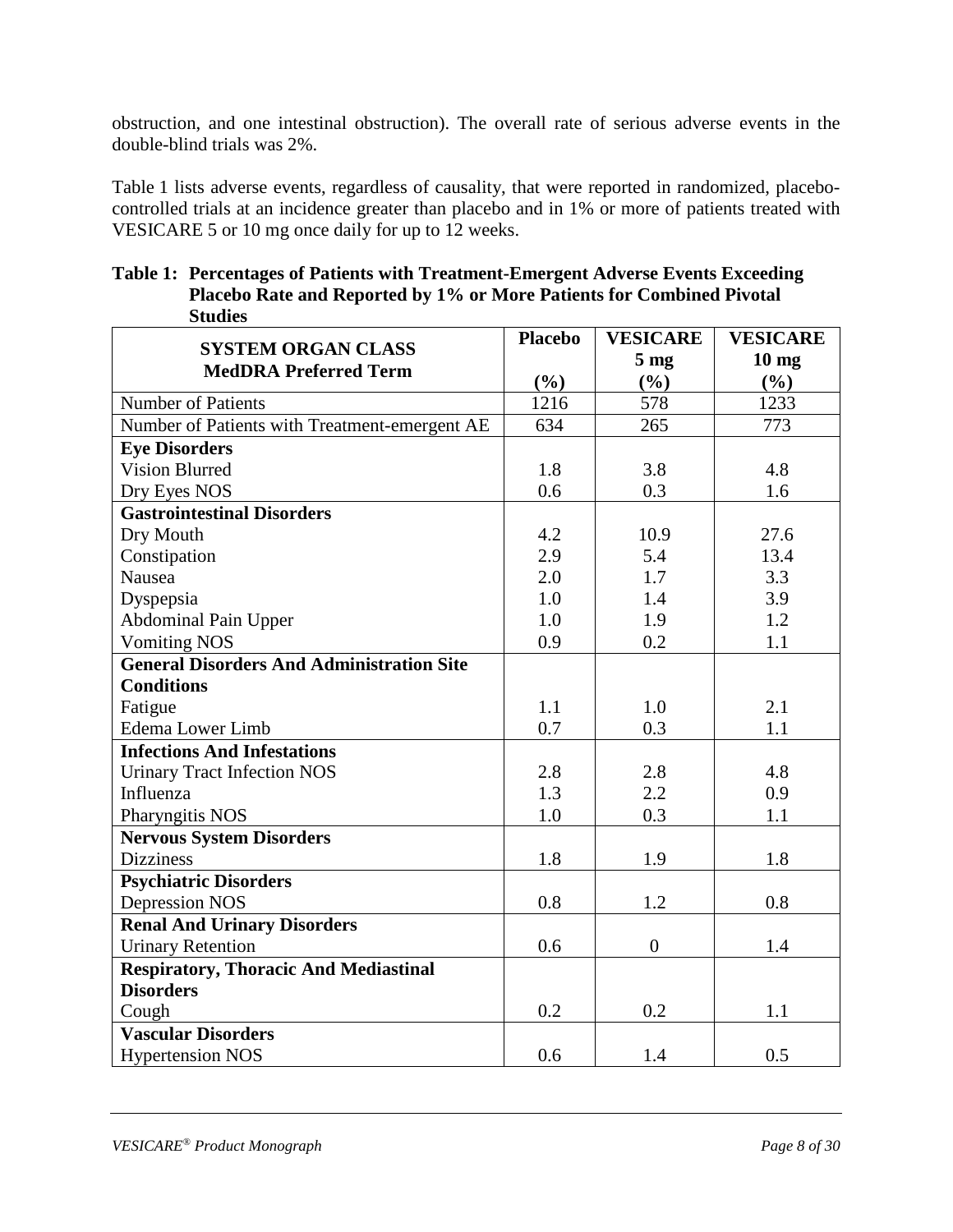obstruction, and one intestinal obstruction). The overall rate of serious adverse events in the double-blind trials was 2%.

Table 1 lists adverse events, regardless of causality, that were reported in randomized, placebo-controlled trials at an incidence greater than placebo and in 1% or more of patients treated with VESICARE 5 or 10 mg once daily for up to 12 weeks.

**Table 1: Percentages of Patients with Treatment-Emergent Adverse Events Exceeding Placebo Rate and Reported by 1% or More Patients for Combined Pivotal Studies**

| SYSTEM ORGAN CLASS<br>MedDRA Preferred Term | Placebo<br>(%) | VESICARE<br>5 mg<br>(%) | VESICARE<br>10 mg<br>(%) |
|---|---|---|---|
| Number of Patients | 1216 | 578 | 1233 |
| Number of Patients with Treatment-emergent AE | 634 | 265 | 773 |
| **Eye Disorders** | | | |
| Vision Blurred | 1.8 | 3.8 | 4.8 |
| Dry Eyes NOS | 0.6 | 0.3 | 1.6 |
| **Gastrointestinal Disorders** | | | |
| Dry Mouth | 4.2 | 10.9 | 27.6 |
| Constipation | 2.9 | 5.4 | 13.4 |
| Nausea | 2.0 | 1.7 | 3.3 |
| Dyspepsia | 1.0 | 1.4 | 3.9 |
| Abdominal Pain Upper | 1.0 | 1.9 | 1.2 |
| Vomiting NOS | 0.9 | 0.2 | 1.1 |
| **General Disorders And Administration Site Conditions** | | | |
| Fatigue | 1.1 | 1.0 | 2.1 |
| Edema Lower Limb | 0.7 | 0.3 | 1.1 |
| **Infections And Infestations** | | | |
| Urinary Tract Infection NOS | 2.8 | 2.8 | 4.8 |
| Influenza | 1.3 | 2.2 | 0.9 |
| Pharyngitis NOS | 1.0 | 0.3 | 1.1 |
| **Nervous System Disorders** | | | |
| Dizziness | 1.8 | 1.9 | 1.8 |
| **Psychiatric Disorders** | | | |
| Depression NOS | 0.8 | 1.2 | 0.8 |
| **Renal And Urinary Disorders** | | | |
| Urinary Retention | 0.6 | 0 | 1.4 |
| **Respiratory, Thoracic And Mediastinal Disorders** | | | |
| Cough | 0.2 | 0.2 | 1.1 |
| **Vascular Disorders** | | | |
| Hypertension NOS | 0.6 | 1.4 | 0.5 |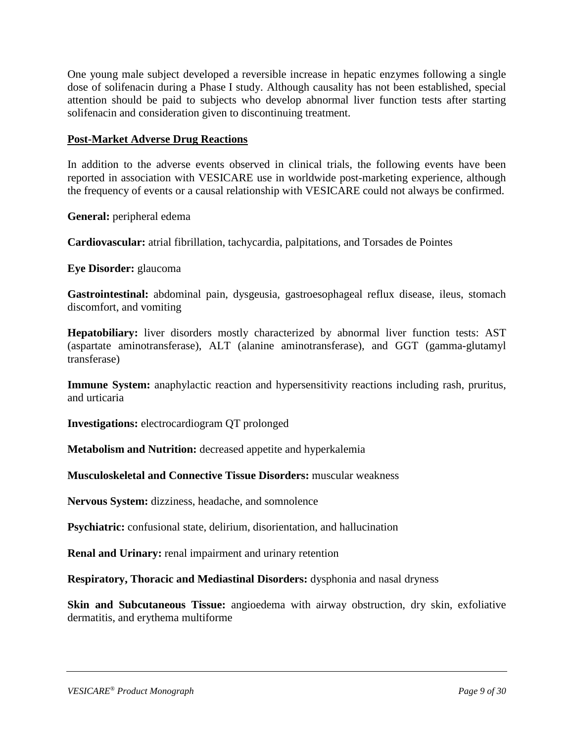One young male subject developed a reversible increase in hepatic enzymes following a single dose of solifenacin during a Phase I study. Although causality has not been established, special attention should be paid to subjects who develop abnormal liver function tests after starting solifenacin and consideration given to discontinuing treatment.

**Post-Market Adverse Drug Reactions**

In addition to the adverse events observed in clinical trials, the following events have been reported in association with VESICARE use in worldwide post-marketing experience, although the frequency of events or a causal relationship with VESICARE could not always be confirmed.

**General:** peripheral edema

**Cardiovascular:** atrial fibrillation, tachycardia, palpitations, and Torsades de Pointes

**Eye Disorder:** glaucoma

**Gastrointestinal:** abdominal pain, dysgeusia, gastroesophageal reflux disease, ileus, stomach discomfort, and vomiting

**Hepatobiliary:** liver disorders mostly characterized by abnormal liver function tests: AST (aspartate aminotransferase), ALT (alanine aminotransferase), and GGT (gamma-glutamyl transferase)

**Immune System:** anaphylactic reaction and hypersensitivity reactions including rash, pruritus, and urticaria

**Investigations:** electrocardiogram QT prolonged

**Metabolism and Nutrition:** decreased appetite and hyperkalemia

**Musculoskeletal and Connective Tissue Disorders:** muscular weakness

**Nervous System:** dizziness, headache, and somnolence

**Psychiatric:** confusional state, delirium, disorientation, and hallucination

**Renal and Urinary:** renal impairment and urinary retention

**Respiratory, Thoracic and Mediastinal Disorders:** dysphonia and nasal dryness

**Skin and Subcutaneous Tissue:** angioedema with airway obstruction, dry skin, exfoliative dermatitis, and erythema multiforme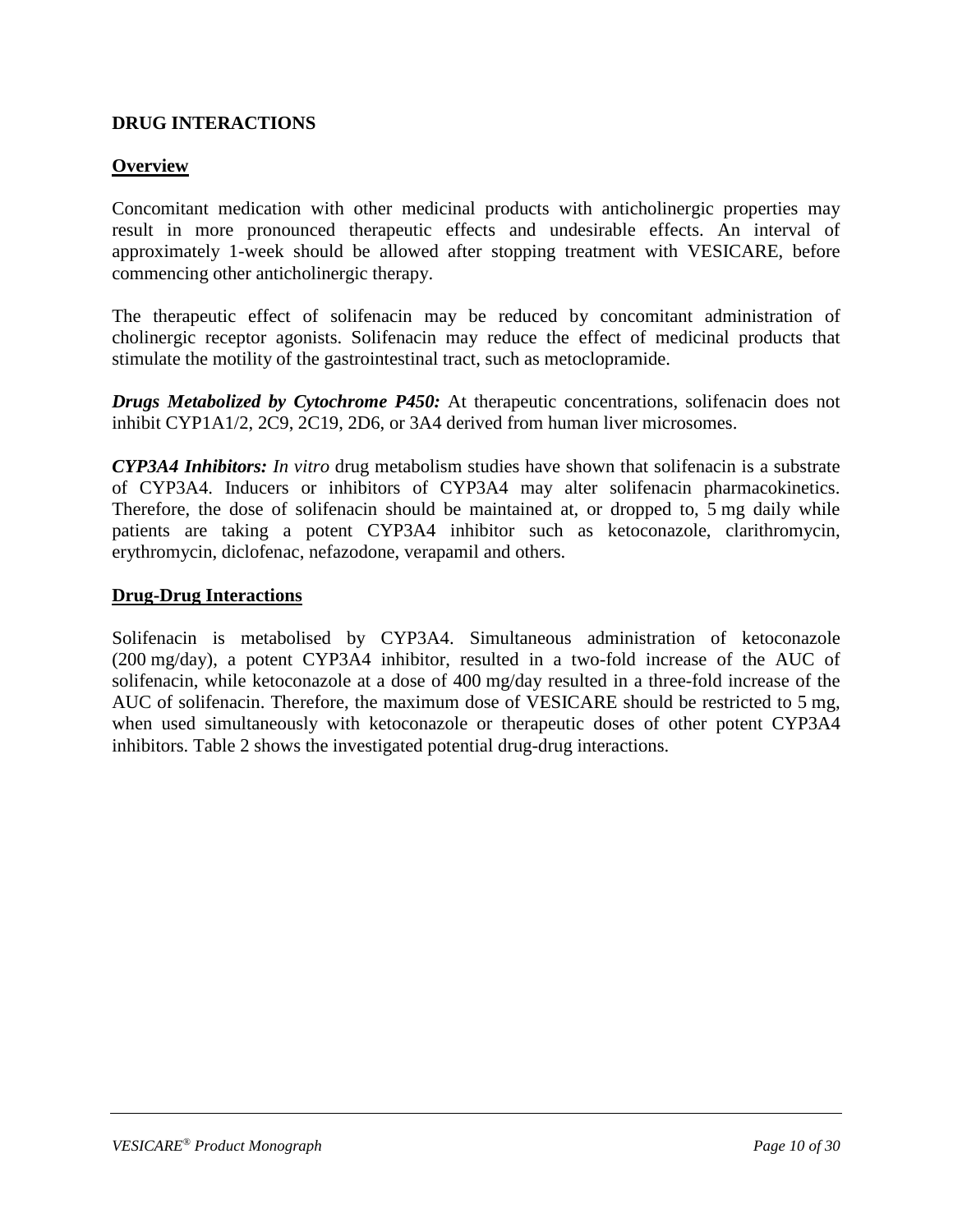## DRUG INTERACTIONS

### Overview

Concomitant medication with other medicinal products with anticholinergic properties may result in more pronounced therapeutic effects and undesirable effects. An interval of approximately 1-week should be allowed after stopping treatment with VESICARE, before commencing other anticholinergic therapy.

The therapeutic effect of solifenacin may be reduced by concomitant administration of cholinergic receptor agonists. Solifenacin may reduce the effect of medicinal products that stimulate the motility of the gastrointestinal tract, such as metoclopramide.

***Drugs Metabolized by Cytochrome P450:*** At therapeutic concentrations, solifenacin does not inhibit CYP1A1/2, 2C9, 2C19, 2D6, or 3A4 derived from human liver microsomes.

***CYP3A4 Inhibitors:*** *In vitro* drug metabolism studies have shown that solifenacin is a substrate of CYP3A4. Inducers or inhibitors of CYP3A4 may alter solifenacin pharmacokinetics. Therefore, the dose of solifenacin should be maintained at, or dropped to, 5 mg daily while patients are taking a potent CYP3A4 inhibitor such as ketoconazole, clarithromycin, erythromycin, diclofenac, nefazodone, verapamil and others.

### Drug-Drug Interactions

Solifenacin is metabolised by CYP3A4. Simultaneous administration of ketoconazole (200 mg/day), a potent CYP3A4 inhibitor, resulted in a two-fold increase of the AUC of solifenacin, while ketoconazole at a dose of 400 mg/day resulted in a three-fold increase of the AUC of solifenacin. Therefore, the maximum dose of VESICARE should be restricted to 5 mg, when used simultaneously with ketoconazole or therapeutic doses of other potent CYP3A4 inhibitors. Table 2 shows the investigated potential drug-drug interactions.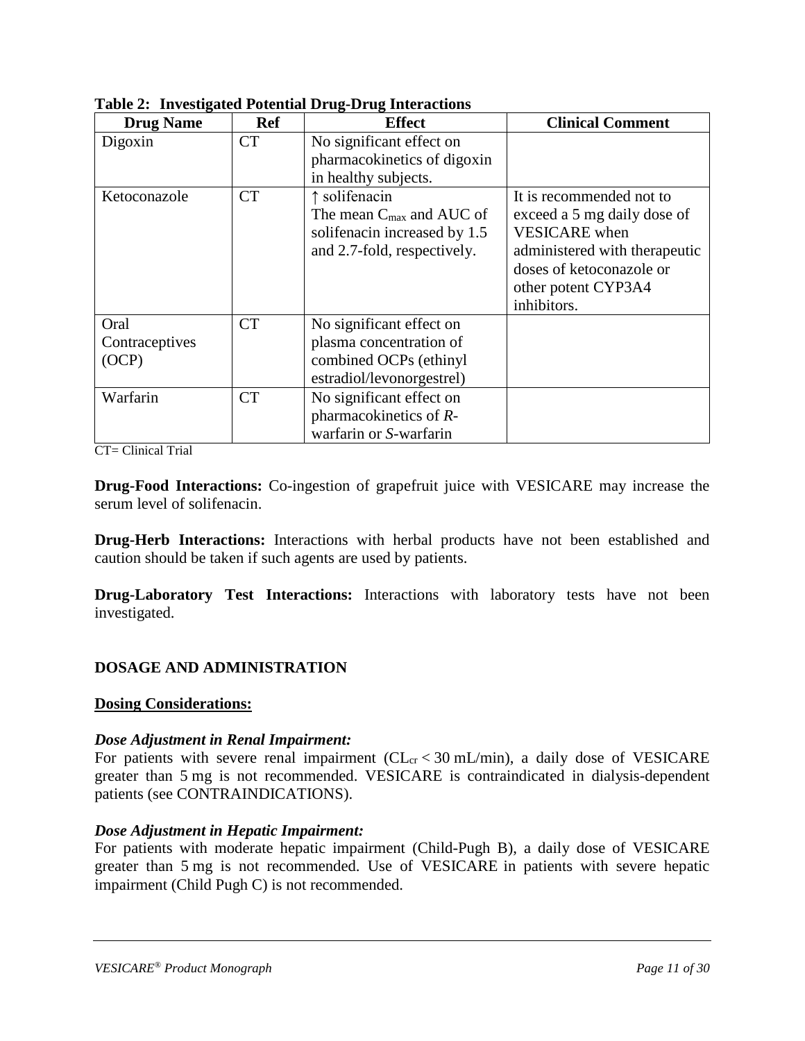**Table 2: Investigated Potential Drug-Drug Interactions**

| Drug Name | Ref | Effect | Clinical Comment |
|---|---|---|---|
| Digoxin | CT | No significant effect on pharmacokinetics of digoxin in healthy subjects. | |
| Ketoconazole | CT | ↑ solifenacin The mean $C_{max}$ and AUC of solifenacin increased by 1.5 and 2.7-fold, respectively. | It is recommended not to exceed a 5 mg daily dose of VESICARE when administered with therapeutic doses of ketoconazole or other potent CYP3A4 inhibitors. |
| Oral Contraceptives (OCP) | CT | No significant effect on plasma concentration of combined OCPs (ethinyl estradiol/levonorgestrel) | |
| Warfarin | CT | No significant effect on pharmacokinetics of *R*-warfarin or *S*-warfarin | |

CT= Clinical Trial

**Drug-Food Interactions:** Co-ingestion of grapefruit juice with VESICARE may increase the serum level of solifenacin.

**Drug-Herb Interactions:** Interactions with herbal products have not been established and caution should be taken if such agents are used by patients.

**Drug-Laboratory Test Interactions:** Interactions with laboratory tests have not been investigated.

## DOSAGE AND ADMINISTRATION

### Dosing Considerations:

***Dose Adjustment in Renal Impairment:***

For patients with severe renal impairment ($CL_{cr} < 30$ mL/min), a daily dose of VESICARE greater than 5 mg is not recommended. VESICARE is contraindicated in dialysis-dependent patients (see CONTRAINDICATIONS).

***Dose Adjustment in Hepatic Impairment:***

For patients with moderate hepatic impairment (Child-Pugh B), a daily dose of VESICARE greater than 5 mg is not recommended. Use of VESICARE in patients with severe hepatic impairment (Child Pugh C) is not recommended.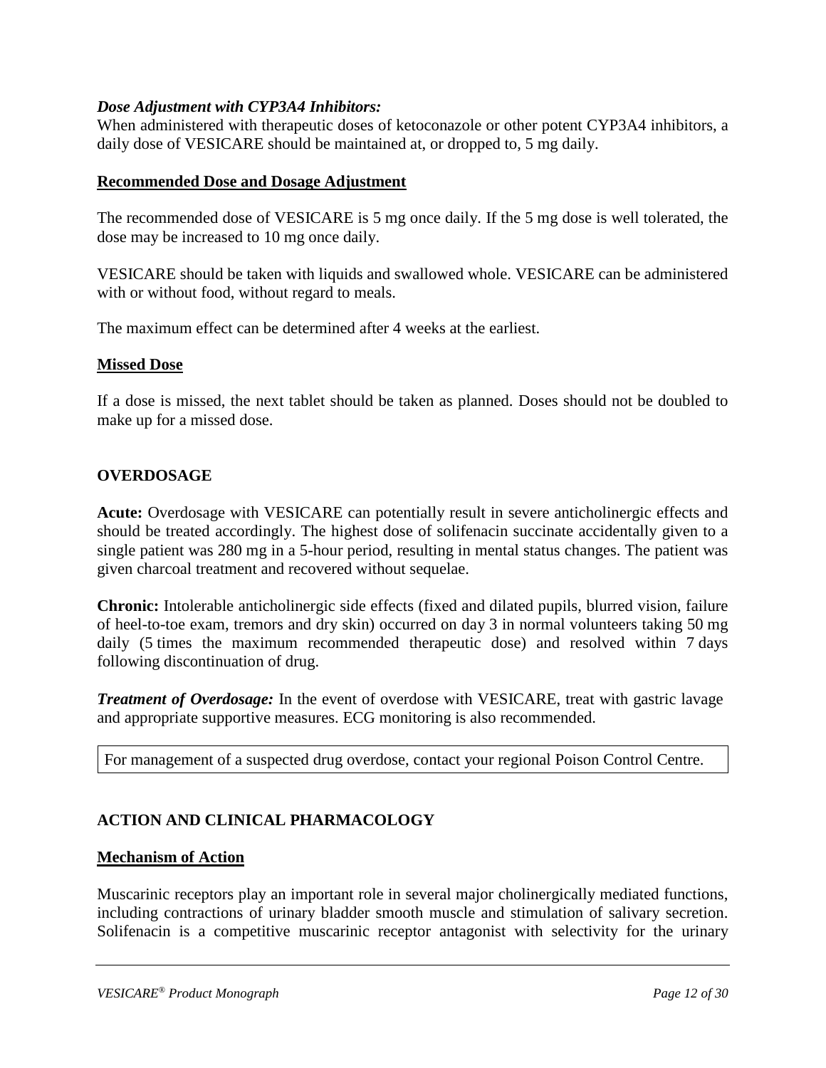***Dose Adjustment with CYP3A4 Inhibitors:***
When administered with therapeutic doses of ketoconazole or other potent CYP3A4 inhibitors, a daily dose of VESICARE should be maintained at, or dropped to, 5 mg daily.

### Recommended Dose and Dosage Adjustment

The recommended dose of VESICARE is 5 mg once daily. If the 5 mg dose is well tolerated, the dose may be increased to 10 mg once daily.

VESICARE should be taken with liquids and swallowed whole. VESICARE can be administered with or without food, without regard to meals.

The maximum effect can be determined after 4 weeks at the earliest.

### Missed Dose

If a dose is missed, the next tablet should be taken as planned. Doses should not be doubled to make up for a missed dose.

## OVERDOSAGE

**Acute:** Overdosage with VESICARE can potentially result in severe anticholinergic effects and should be treated accordingly. The highest dose of solifenacin succinate accidentally given to a single patient was 280 mg in a 5-hour period, resulting in mental status changes. The patient was given charcoal treatment and recovered without sequelae.

**Chronic:** Intolerable anticholinergic side effects (fixed and dilated pupils, blurred vision, failure of heel-to-toe exam, tremors and dry skin) occurred on day 3 in normal volunteers taking 50 mg daily (5 times the maximum recommended therapeutic dose) and resolved within 7 days following discontinuation of drug.

***Treatment of Overdosage:*** In the event of overdose with VESICARE, treat with gastric lavage and appropriate supportive measures. ECG monitoring is also recommended.

| For management of a suspected drug overdose, contact your regional Poison Control Centre. |
|---|

## ACTION AND CLINICAL PHARMACOLOGY

### Mechanism of Action

Muscarinic receptors play an important role in several major cholinergically mediated functions, including contractions of urinary bladder smooth muscle and stimulation of salivary secretion. Solifenacin is a competitive muscarinic receptor antagonist with selectivity for the urinary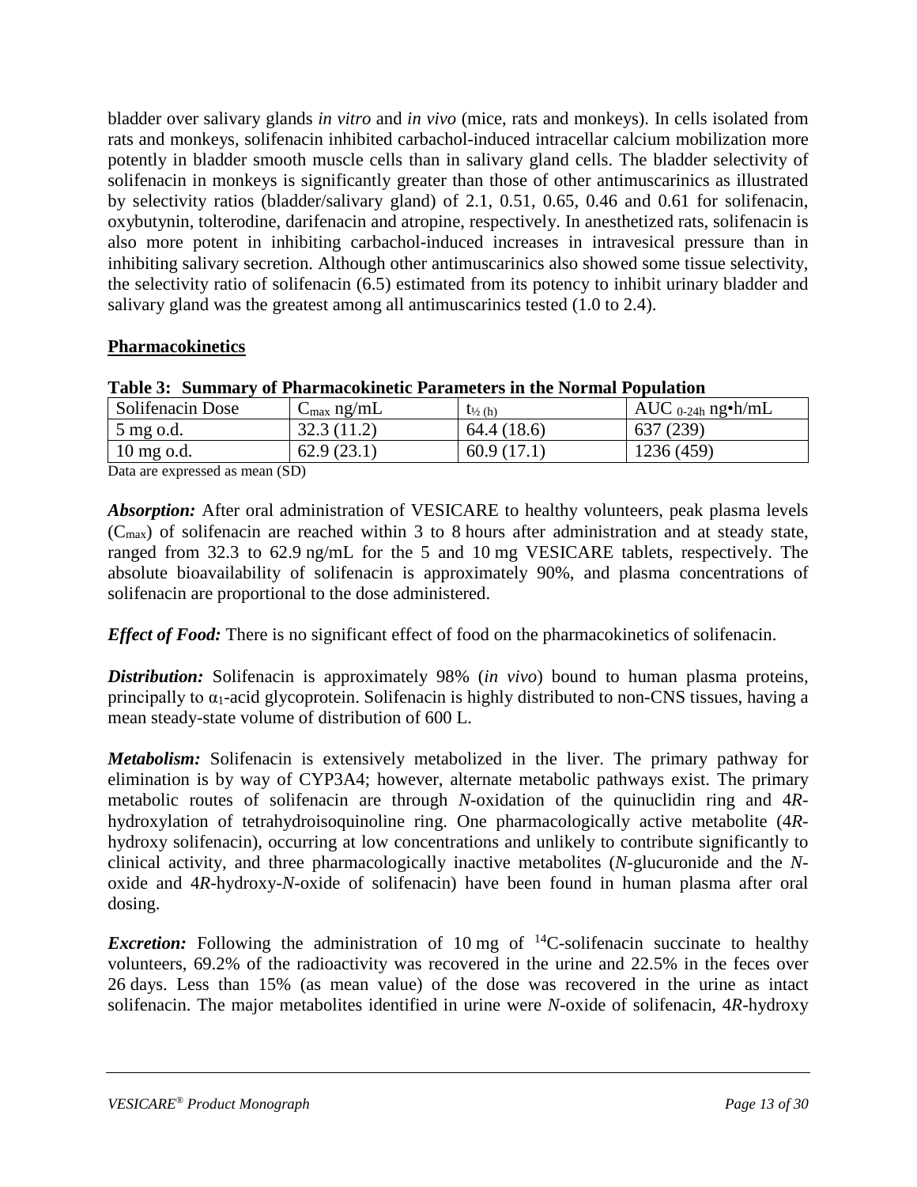bladder over salivary glands *in vitro* and *in vivo* (mice, rats and monkeys). In cells isolated from rats and monkeys, solifenacin inhibited carbachol-induced intracellular calcium mobilization more potently in bladder smooth muscle cells than in salivary gland cells. The bladder selectivity of solifenacin in monkeys is significantly greater than those of other antimuscarinics as illustrated by selectivity ratios (bladder/salivary gland) of 2.1, 0.51, 0.65, 0.46 and 0.61 for solifenacin, oxybutynin, tolterodine, darifenacin and atropine, respectively. In anesthetized rats, solifenacin is also more potent in inhibiting carbachol-induced increases in intravesical pressure than in inhibiting salivary secretion. Although other antimuscarinics also showed some tissue selectivity, the selectivity ratio of solifenacin (6.5) estimated from its potency to inhibit urinary bladder and salivary gland was the greatest among all antimuscarinics tested (1.0 to 2.4).

## Pharmacokinetics

**Table 3: Summary of Pharmacokinetic Parameters in the Normal Population**

| Solifenacin Dose | $C_{max}$ ng/mL | $t_{½ (h)}$ | $AUC_{0\text{-}24h}$ ng•h/mL |
|---|---|---|---|
| 5 mg o.d. | 32.3 (11.2) | 64.4 (18.6) | 637 (239) |
| 10 mg o.d. | 62.9 (23.1) | 60.9 (17.1) | 1236 (459) |

Data are expressed as mean (SD)

***Absorption:*** After oral administration of VESICARE to healthy volunteers, peak plasma levels ($C_{max}$) of solifenacin are reached within 3 to 8 hours after administration and at steady state, ranged from 32.3 to 62.9 ng/mL for the 5 and 10 mg VESICARE tablets, respectively. The absolute bioavailability of solifenacin is approximately 90%, and plasma concentrations of solifenacin are proportional to the dose administered.

***Effect of Food:*** There is no significant effect of food on the pharmacokinetics of solifenacin.

***Distribution:*** Solifenacin is approximately 98% (*in vivo*) bound to human plasma proteins, principally to $\alpha_1$-acid glycoprotein. Solifenacin is highly distributed to non-CNS tissues, having a mean steady-state volume of distribution of 600 L.

***Metabolism:*** Solifenacin is extensively metabolized in the liver. The primary pathway for elimination is by way of CYP3A4; however, alternate metabolic pathways exist. The primary metabolic routes of solifenacin are through *N*-oxidation of the quinuclidin ring and 4*R*-hydroxylation of tetrahydroisoquinoline ring. One pharmacologically active metabolite (4*R*-hydroxy solifenacin), occurring at low concentrations and unlikely to contribute significantly to clinical activity, and three pharmacologically inactive metabolites (*N*-glucuronide and the *N*-oxide and 4*R*-hydroxy-*N*-oxide of solifenacin) have been found in human plasma after oral dosing.

***Excretion:*** Following the administration of 10 mg of $^{14}$C-solifenacin succinate to healthy volunteers, 69.2% of the radioactivity was recovered in the urine and 22.5% in the feces over 26 days. Less than 15% (as mean value) of the dose was recovered in the urine as intact solifenacin. The major metabolites identified in urine were *N*-oxide of solifenacin, 4*R*-hydroxy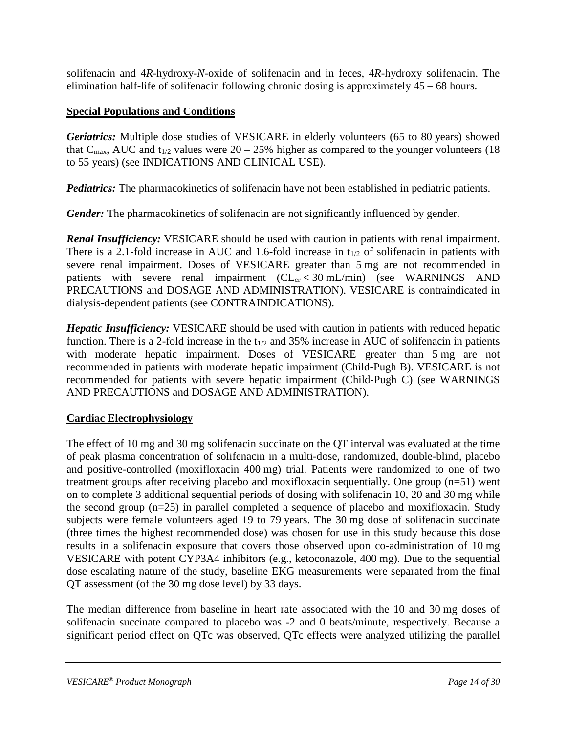solifenacin and 4*R*-hydroxy-*N*-oxide of solifenacin and in feces, 4*R*-hydroxy solifenacin. The elimination half-life of solifenacin following chronic dosing is approximately 45 – 68 hours.

## Special Populations and Conditions

***Geriatrics:*** Multiple dose studies of VESICARE in elderly volunteers (65 to 80 years) showed that $C_{max}$, AUC and $t_{1/2}$ values were 20 – 25% higher as compared to the younger volunteers (18 to 55 years) (see INDICATIONS AND CLINICAL USE).

***Pediatrics:*** The pharmacokinetics of solifenacin have not been established in pediatric patients.

***Gender:*** The pharmacokinetics of solifenacin are not significantly influenced by gender.

***Renal Insufficiency:*** VESICARE should be used with caution in patients with renal impairment. There is a 2.1-fold increase in AUC and 1.6-fold increase in $t_{1/2}$ of solifenacin in patients with severe renal impairment. Doses of VESICARE greater than 5 mg are not recommended in patients with severe renal impairment ($CL_{cr} < 30$ mL/min) (see WARNINGS AND PRECAUTIONS and DOSAGE AND ADMINISTRATION). VESICARE is contraindicated in dialysis-dependent patients (see CONTRAINDICATIONS).

***Hepatic Insufficiency:*** VESICARE should be used with caution in patients with reduced hepatic function. There is a 2-fold increase in the $t_{1/2}$ and 35% increase in AUC of solifenacin in patients with moderate hepatic impairment. Doses of VESICARE greater than 5 mg are not recommended in patients with moderate hepatic impairment (Child-Pugh B). VESICARE is not recommended for patients with severe hepatic impairment (Child-Pugh C) (see WARNINGS AND PRECAUTIONS and DOSAGE AND ADMINISTRATION).

## Cardiac Electrophysiology

The effect of 10 mg and 30 mg solifenacin succinate on the QT interval was evaluated at the time of peak plasma concentration of solifenacin in a multi-dose, randomized, double-blind, placebo and positive-controlled (moxifloxacin 400 mg) trial. Patients were randomized to one of two treatment groups after receiving placebo and moxifloxacin sequentially. One group (n=51) went on to complete 3 additional sequential periods of dosing with solifenacin 10, 20 and 30 mg while the second group (n=25) in parallel completed a sequence of placebo and moxifloxacin. Study subjects were female volunteers aged 19 to 79 years. The 30 mg dose of solifenacin succinate (three times the highest recommended dose) was chosen for use in this study because this dose results in a solifenacin exposure that covers those observed upon co-administration of 10 mg VESICARE with potent CYP3A4 inhibitors (e.g., ketoconazole, 400 mg). Due to the sequential dose escalating nature of the study, baseline EKG measurements were separated from the final QT assessment (of the 30 mg dose level) by 33 days.

The median difference from baseline in heart rate associated with the 10 and 30 mg doses of solifenacin succinate compared to placebo was -2 and 0 beats/minute, respectively. Because a significant period effect on QTc was observed, QTc effects were analyzed utilizing the parallel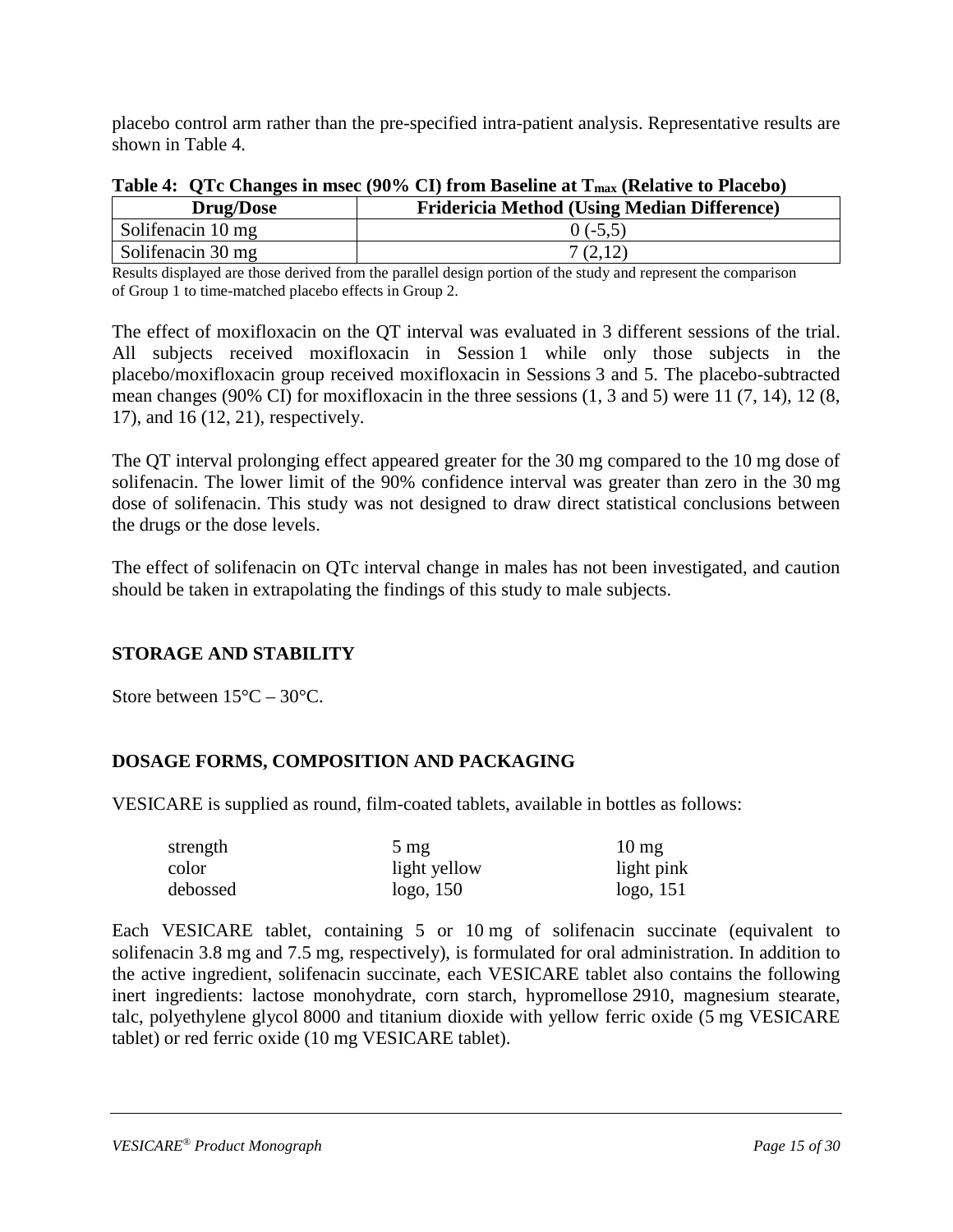placebo control arm rather than the pre-specified intra-patient analysis. Representative results are shown in Table 4.

**Table 4: QTc Changes in msec (90% CI) from Baseline at $T_{max}$ (Relative to Placebo)**

| Drug/Dose | Fridericia Method (Using Median Difference) |
|---|---|
| Solifenacin 10 mg | 0 (-5,5) |
| Solifenacin 30 mg | 7 (2,12) |

Results displayed are those derived from the parallel design portion of the study and represent the comparison of Group 1 to time-matched placebo effects in Group 2.

The effect of moxifloxacin on the QT interval was evaluated in 3 different sessions of the trial. All subjects received moxifloxacin in Session 1 while only those subjects in the placebo/moxifloxacin group received moxifloxacin in Sessions 3 and 5. The placebo-subtracted mean changes (90% CI) for moxifloxacin in the three sessions (1, 3 and 5) were 11 (7, 14), 12 (8, 17), and 16 (12, 21), respectively.

The QT interval prolonging effect appeared greater for the 30 mg compared to the 10 mg dose of solifenacin. The lower limit of the 90% confidence interval was greater than zero in the 30 mg dose of solifenacin. This study was not designed to draw direct statistical conclusions between the drugs or the dose levels.

The effect of solifenacin on QTc interval change in males has not been investigated, and caution should be taken in extrapolating the findings of this study to male subjects.

## STORAGE AND STABILITY

Store between 15°C – 30°C.

## DOSAGE FORMS, COMPOSITION AND PACKAGING

VESICARE is supplied as round, film-coated tablets, available in bottles as follows:

| strength | 5 mg | 10 mg |
|---|---|---|
| color | light yellow | light pink |
| debossed | logo, 150 | logo, 151 |

Each VESICARE tablet, containing 5 or 10 mg of solifenacin succinate (equivalent to solifenacin 3.8 mg and 7.5 mg, respectively), is formulated for oral administration. In addition to the active ingredient, solifenacin succinate, each VESICARE tablet also contains the following inert ingredients: lactose monohydrate, corn starch, hypromellose 2910, magnesium stearate, talc, polyethylene glycol 8000 and titanium dioxide with yellow ferric oxide (5 mg VESICARE tablet) or red ferric oxide (10 mg VESICARE tablet).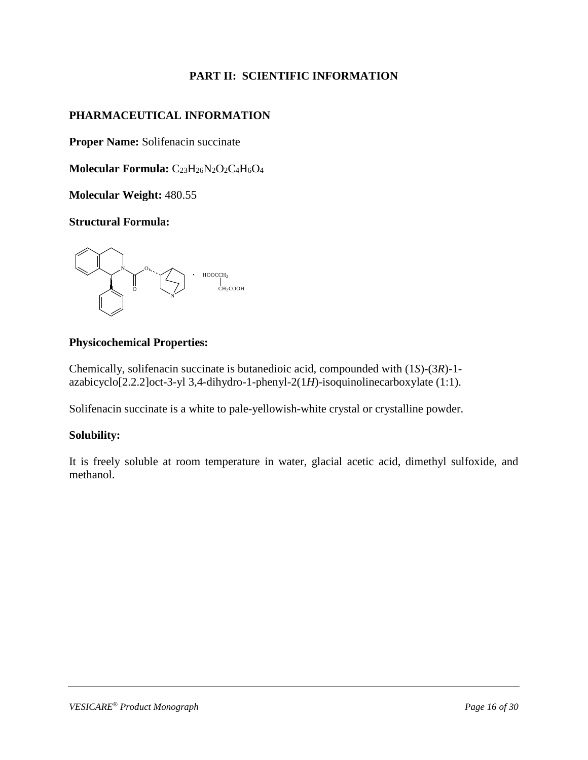# PART II: SCIENTIFIC INFORMATION

## PHARMACEUTICAL INFORMATION

**Proper Name:** Solifenacin succinate

**Molecular Formula:** $C_{23}H_{26}N_2O_2C_4H_6O_4$

**Molecular Weight:** 480.55

**Structural Formula:**

**Physicochemical Properties:**

Chemically, solifenacin succinate is butanedioic acid, compounded with (1*S*)-(3*R*)-1-azabicyclo[2.2.2]oct-3-yl 3,4-dihydro-1-phenyl-2(1*H*)-isoquinolinecarboxylate (1:1).

Solifenacin succinate is a white to pale-yellowish-white crystal or crystalline powder.

**Solubility:**

It is freely soluble at room temperature in water, glacial acetic acid, dimethyl sulfoxide, and methanol.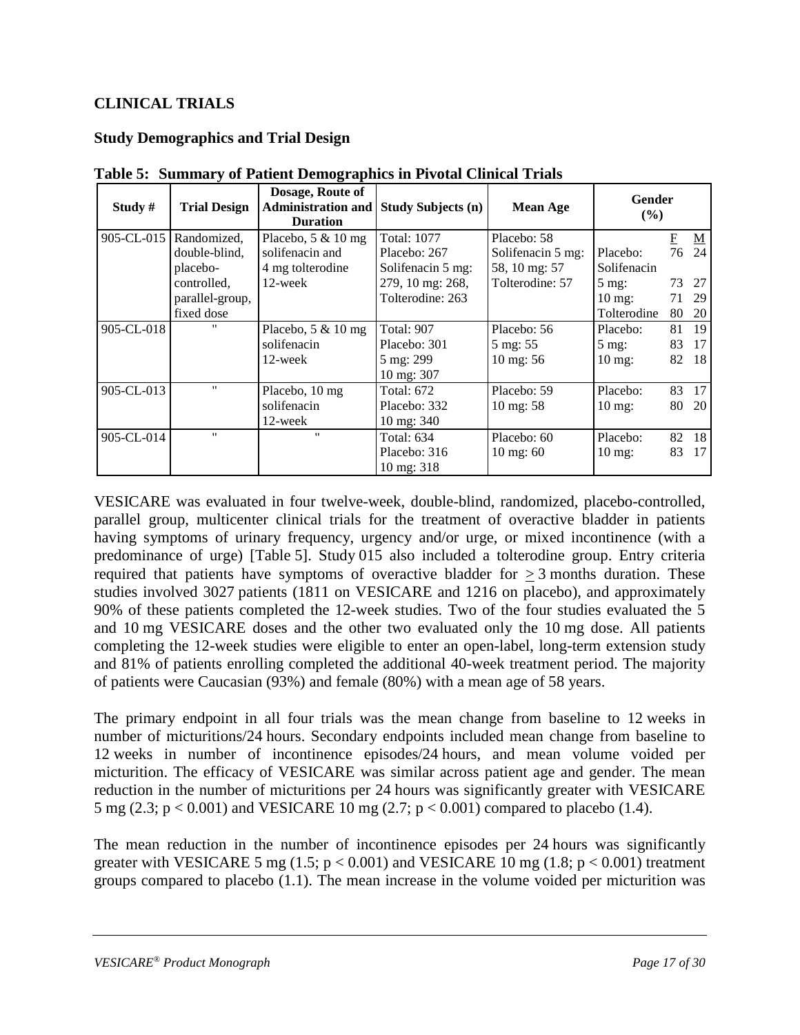## CLINICAL TRIALS

### Study Demographics and Trial Design

**Table 5: Summary of Patient Demographics in Pivotal Clinical Trials**

| Study # | Trial Design | Dosage, Route of Administration and Duration | Study Subjects (n) | Mean Age | Gender (%) | F | M |
|---|---|---|---|---|---|---|---|
| 905-CL-015 | Randomized, double-blind, placebo-controlled, parallel-group, fixed dose | Placebo, 5 & 10 mg solifenacin and 4 mg tolterodine 12-week | Total: 1077<br>Placebo: 267<br>Solifenacin 5 mg: 279, 10 mg: 268, Tolterodine: 263 | Placebo: 58<br>Solifenacin 5 mg: 58, 10 mg: 57<br>Tolterodine: 57 | Placebo:<br>Solifenacin<br>5 mg:<br>10 mg:<br>Tolterodine | 76<br><br>73<br>71<br>80 | 24<br><br>27<br>29<br>20 |
| 905-CL-018 | " | Placebo, 5 & 10 mg solifenacin 12-week | Total: 907<br>Placebo: 301<br>5 mg: 299<br>10 mg: 307 | Placebo: 56<br>5 mg: 55<br>10 mg: 56 | Placebo:<br>5 mg:<br>10 mg: | 81<br>83<br>82 | 19<br>17<br>18 |
| 905-CL-013 | " | Placebo, 10 mg solifenacin 12-week | Total: 672<br>Placebo: 332<br>10 mg: 340 | Placebo: 59<br>10 mg: 58 | Placebo:<br>10 mg: | 83<br>80 | 17<br>20 |
| 905-CL-014 | " | " | Total: 634<br>Placebo: 316<br>10 mg: 318 | Placebo: 60<br>10 mg: 60 | Placebo:<br>10 mg: | 82<br>83 | 18<br>17 |

VESICARE was evaluated in four twelve-week, double-blind, randomized, placebo-controlled, parallel group, multicenter clinical trials for the treatment of overactive bladder in patients having symptoms of urinary frequency, urgency and/or urge, or mixed incontinence (with a predominance of urge) [Table 5]. Study 015 also included a tolterodine group. Entry criteria required that patients have symptoms of overactive bladder for $\geq 3$ months duration. These studies involved 3027 patients (1811 on VESICARE and 1216 on placebo), and approximately 90% of these patients completed the 12-week studies. Two of the four studies evaluated the 5 and 10 mg VESICARE doses and the other two evaluated only the 10 mg dose. All patients completing the 12-week studies were eligible to enter an open-label, long-term extension study and 81% of patients enrolling completed the additional 40-week treatment period. The majority of patients were Caucasian (93%) and female (80%) with a mean age of 58 years.

The primary endpoint in all four trials was the mean change from baseline to 12 weeks in number of micturitions/24 hours. Secondary endpoints included mean change from baseline to 12 weeks in number of incontinence episodes/24 hours, and mean volume voided per micturition. The efficacy of VESICARE was similar across patient age and gender. The mean reduction in the number of micturitions per 24 hours was significantly greater with VESICARE 5 mg (2.3; $p < 0.001$) and VESICARE 10 mg (2.7; $p < 0.001$) compared to placebo (1.4).

The mean reduction in the number of incontinence episodes per 24 hours was significantly greater with VESICARE 5 mg (1.5; $p < 0.001$) and VESICARE 10 mg (1.8; $p < 0.001$) treatment groups compared to placebo (1.1). The mean increase in the volume voided per micturition was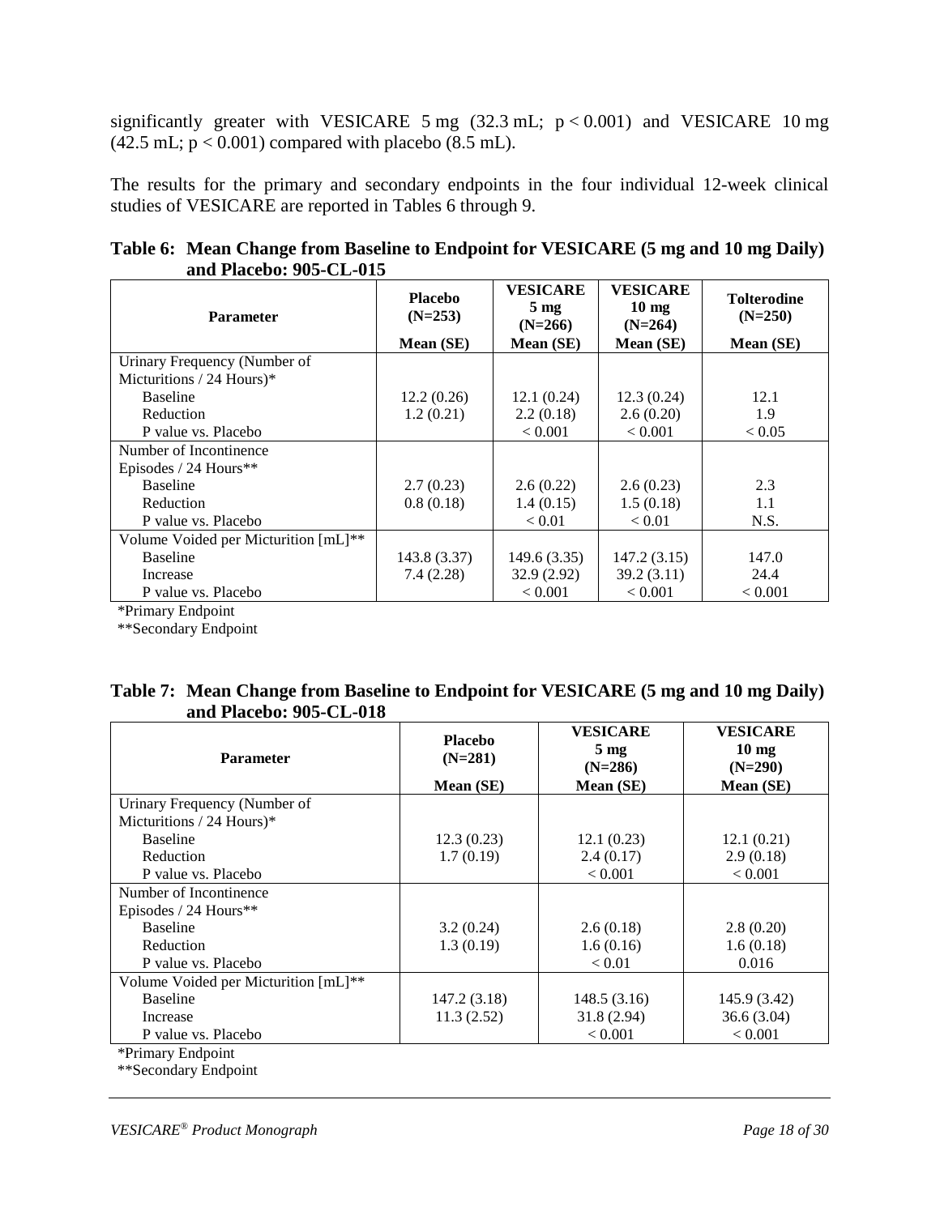significantly greater with VESICARE 5 mg (32.3 mL; $p < 0.001$) and VESICARE 10 mg (42.5 mL; $p < 0.001$) compared with placebo (8.5 mL).

The results for the primary and secondary endpoints in the four individual 12-week clinical studies of VESICARE are reported in Tables 6 through 9.

**Table 6: Mean Change from Baseline to Endpoint for VESICARE (5 mg and 10 mg Daily) and Placebo: 905-CL-015**

| Parameter | Placebo (N=253) Mean (SE) | VESICARE 5 mg (N=266) Mean (SE) | VESICARE 10 mg (N=264) Mean (SE) | Tolterodine (N=250) Mean (SE) |
|---|---|---|---|---|
| Urinary Frequency (Number of Micturitions / 24 Hours)* | | | | |
| Baseline | 12.2 (0.26) | 12.1 (0.24) | 12.3 (0.24) | 12.1 |
| Reduction | 1.2 (0.21) | 2.2 (0.18) | 2.6 (0.20) | 1.9 |
| P value vs. Placebo | | < 0.001 | < 0.001 | < 0.05 |
| Number of Incontinence Episodes / 24 Hours** | | | | |
| Baseline | 2.7 (0.23) | 2.6 (0.22) | 2.6 (0.23) | 2.3 |
| Reduction | 0.8 (0.18) | 1.4 (0.15) | 1.5 (0.18) | 1.1 |
| P value vs. Placebo | | < 0.01 | < 0.01 | N.S. |
| Volume Voided per Micturition [mL]** | | | | |
| Baseline | 143.8 (3.37) | 149.6 (3.35) | 147.2 (3.15) | 147.0 |
| Increase | 7.4 (2.28) | 32.9 (2.92) | 39.2 (3.11) | 24.4 |
| P value vs. Placebo | | < 0.001 | < 0.001 | < 0.001 |

*Primary Endpoint
**Secondary Endpoint

**Table 7: Mean Change from Baseline to Endpoint for VESICARE (5 mg and 10 mg Daily) and Placebo: 905-CL-018**

| Parameter | Placebo (N=281) Mean (SE) | VESICARE 5 mg (N=286) Mean (SE) | VESICARE 10 mg (N=290) Mean (SE) |
|---|---|---|---|
| Urinary Frequency (Number of Micturitions / 24 Hours)* | | | |
| Baseline | 12.3 (0.23) | 12.1 (0.23) | 12.1 (0.21) |
| Reduction | 1.7 (0.19) | 2.4 (0.17) | 2.9 (0.18) |
| P value vs. Placebo | | < 0.001 | < 0.001 |
| Number of Incontinence Episodes / 24 Hours** | | | |
| Baseline | 3.2 (0.24) | 2.6 (0.18) | 2.8 (0.20) |
| Reduction | 1.3 (0.19) | 1.6 (0.16) | 1.6 (0.18) |
| P value vs. Placebo | | < 0.01 | 0.016 |
| Volume Voided per Micturition [mL]** | | | |
| Baseline | 147.2 (3.18) | 148.5 (3.16) | 145.9 (3.42) |
| Increase | 11.3 (2.52) | 31.8 (2.94) | 36.6 (3.04) |
| P value vs. Placebo | | < 0.001 | < 0.001 |

*Primary Endpoint
**Secondary Endpoint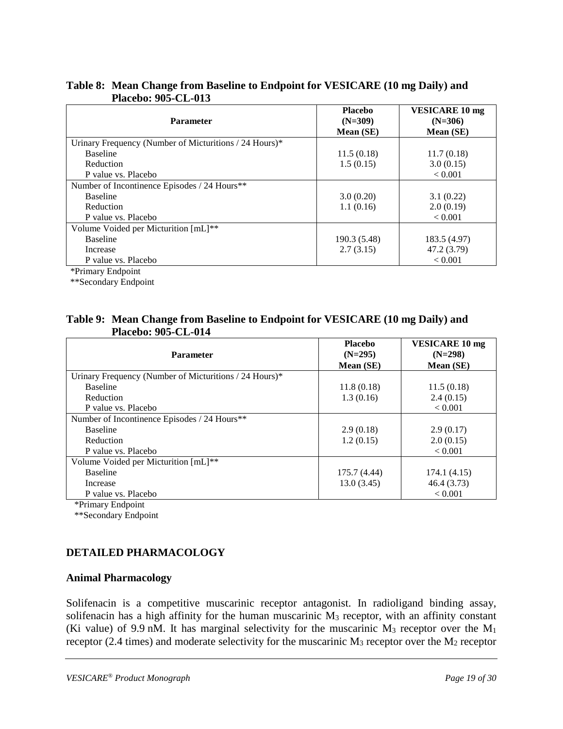**Table 8: Mean Change from Baseline to Endpoint for VESICARE (10 mg Daily) and Placebo: 905-CL-013**

| Parameter | Placebo (N=309) Mean (SE) | VESICARE 10 mg (N=306) Mean (SE) |
|---|---|---|
| Urinary Frequency (Number of Micturitions / 24 Hours)* | | |
| Baseline | 11.5 (0.18) | 11.7 (0.18) |
| Reduction | 1.5 (0.15) | 3.0 (0.15) |
| P value vs. Placebo | | < 0.001 |
| Number of Incontinence Episodes / 24 Hours** | | |
| Baseline | 3.0 (0.20) | 3.1 (0.22) |
| Reduction | 1.1 (0.16) | 2.0 (0.19) |
| P value vs. Placebo | | < 0.001 |
| Volume Voided per Micturition [mL]** | | |
| Baseline | 190.3 (5.48) | 183.5 (4.97) |
| Increase | 2.7 (3.15) | 47.2 (3.79) |
| P value vs. Placebo | | < 0.001 |

*Primary Endpoint
**Secondary Endpoint

**Table 9: Mean Change from Baseline to Endpoint for VESICARE (10 mg Daily) and Placebo: 905-CL-014**

| Parameter | Placebo (N=295) Mean (SE) | VESICARE 10 mg (N=298) Mean (SE) |
|---|---|---|
| Urinary Frequency (Number of Micturitions / 24 Hours)* | | |
| Baseline | 11.8 (0.18) | 11.5 (0.18) |
| Reduction | 1.3 (0.16) | 2.4 (0.15) |
| P value vs. Placebo | | < 0.001 |
| Number of Incontinence Episodes / 24 Hours** | | |
| Baseline | 2.9 (0.18) | 2.9 (0.17) |
| Reduction | 1.2 (0.15) | 2.0 (0.15) |
| P value vs. Placebo | | < 0.001 |
| Volume Voided per Micturition [mL]** | | |
| Baseline | 175.7 (4.44) | 174.1 (4.15) |
| Increase | 13.0 (3.45) | 46.4 (3.73) |
| P value vs. Placebo | | < 0.001 |

*Primary Endpoint
**Secondary Endpoint

## DETAILED PHARMACOLOGY

### Animal Pharmacology

Solifenacin is a competitive muscarinic receptor antagonist. In radioligand binding assay, solifenacin has a high affinity for the human muscarinic $M_3$ receptor, with an affinity constant (Ki value) of 9.9 nM. It has marginal selectivity for the muscarinic $M_3$ receptor over the $M_1$ receptor (2.4 times) and moderate selectivity for the muscarinic $M_3$ receptor over the $M_2$ receptor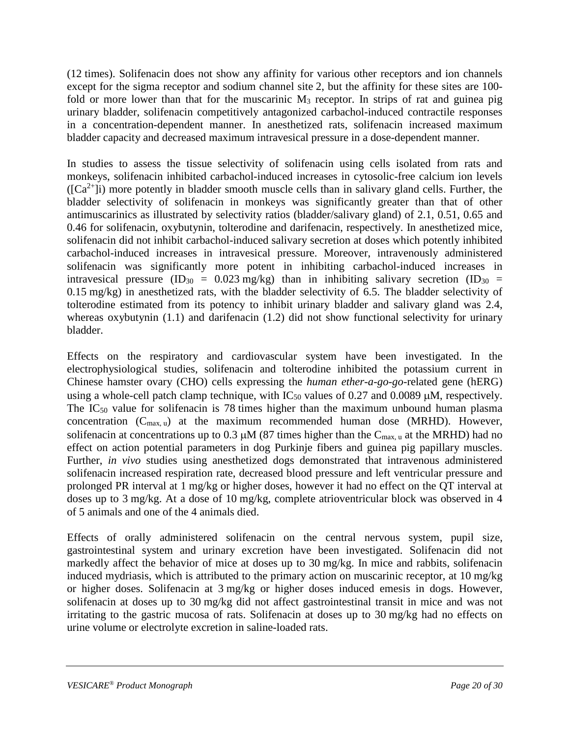(12 times). Solifenacin does not show any affinity for various other receptors and ion channels except for the sigma receptor and sodium channel site 2, but the affinity for these sites are 100-fold or more lower than that for the muscarinic $M_3$ receptor. In strips of rat and guinea pig urinary bladder, solifenacin competitively antagonized carbachol-induced contractile responses in a concentration-dependent manner. In anesthetized rats, solifenacin increased maximum bladder capacity and decreased maximum intravesical pressure in a dose-dependent manner.

In studies to assess the tissue selectivity of solifenacin using cells isolated from rats and monkeys, solifenacin inhibited carbachol-induced increases in cytosolic-free calcium ion levels ($[Ca^{2+}]i$) more potently in bladder smooth muscle cells than in salivary gland cells. Further, the bladder selectivity of solifenacin in monkeys was significantly greater than that of other antimuscarinics as illustrated by selectivity ratios (bladder/salivary gland) of 2.1, 0.51, 0.65 and 0.46 for solifenacin, oxybutynin, tolterodine and darifenacin, respectively. In anesthetized mice, solifenacin did not inhibit carbachol-induced salivary secretion at doses which potently inhibited carbachol-induced increases in intravesical pressure. Moreover, intravenously administered solifenacin was significantly more potent in inhibiting carbachol-induced increases in intravesical pressure ($ID_{30}$ = 0.023 mg/kg) than in inhibiting salivary secretion ($ID_{30}$ = 0.15 mg/kg) in anesthetized rats, with the bladder selectivity of 6.5. The bladder selectivity of tolterodine estimated from its potency to inhibit urinary bladder and salivary gland was 2.4, whereas oxybutynin (1.1) and darifenacin (1.2) did not show functional selectivity for urinary bladder.

Effects on the respiratory and cardiovascular system have been investigated. In the electrophysiological studies, solifenacin and tolterodine inhibited the potassium current in Chinese hamster ovary (CHO) cells expressing the *human ether-a-go-go*-related gene (hERG) using a whole-cell patch clamp technique, with $IC_{50}$ values of 0.27 and 0.0089 μM, respectively. The $IC_{50}$ value for solifenacin is 78 times higher than the maximum unbound human plasma concentration ($C_{max,\,u}$) at the maximum recommended human dose (MRHD). However, solifenacin at concentrations up to 0.3 μM (87 times higher than the $C_{max,\,u}$ at the MRHD) had no effect on action potential parameters in dog Purkinje fibers and guinea pig papillary muscles. Further, *in vivo* studies using anesthetized dogs demonstrated that intravenous administered solifenacin increased respiration rate, decreased blood pressure and left ventricular pressure and prolonged PR interval at 1 mg/kg or higher doses, however it had no effect on the QT interval at doses up to 3 mg/kg. At a dose of 10 mg/kg, complete atrioventricular block was observed in 4 of 5 animals and one of the 4 animals died.

Effects of orally administered solifenacin on the central nervous system, pupil size, gastrointestinal system and urinary excretion have been investigated. Solifenacin did not markedly affect the behavior of mice at doses up to 30 mg/kg. In mice and rabbits, solifenacin induced mydriasis, which is attributed to the primary action on muscarinic receptor, at 10 mg/kg or higher doses. Solifenacin at 3 mg/kg or higher doses induced emesis in dogs. However, solifenacin at doses up to 30 mg/kg did not affect gastrointestinal transit in mice and was not irritating to the gastric mucosa of rats. Solifenacin at doses up to 30 mg/kg had no effects on urine volume or electrolyte excretion in saline-loaded rats.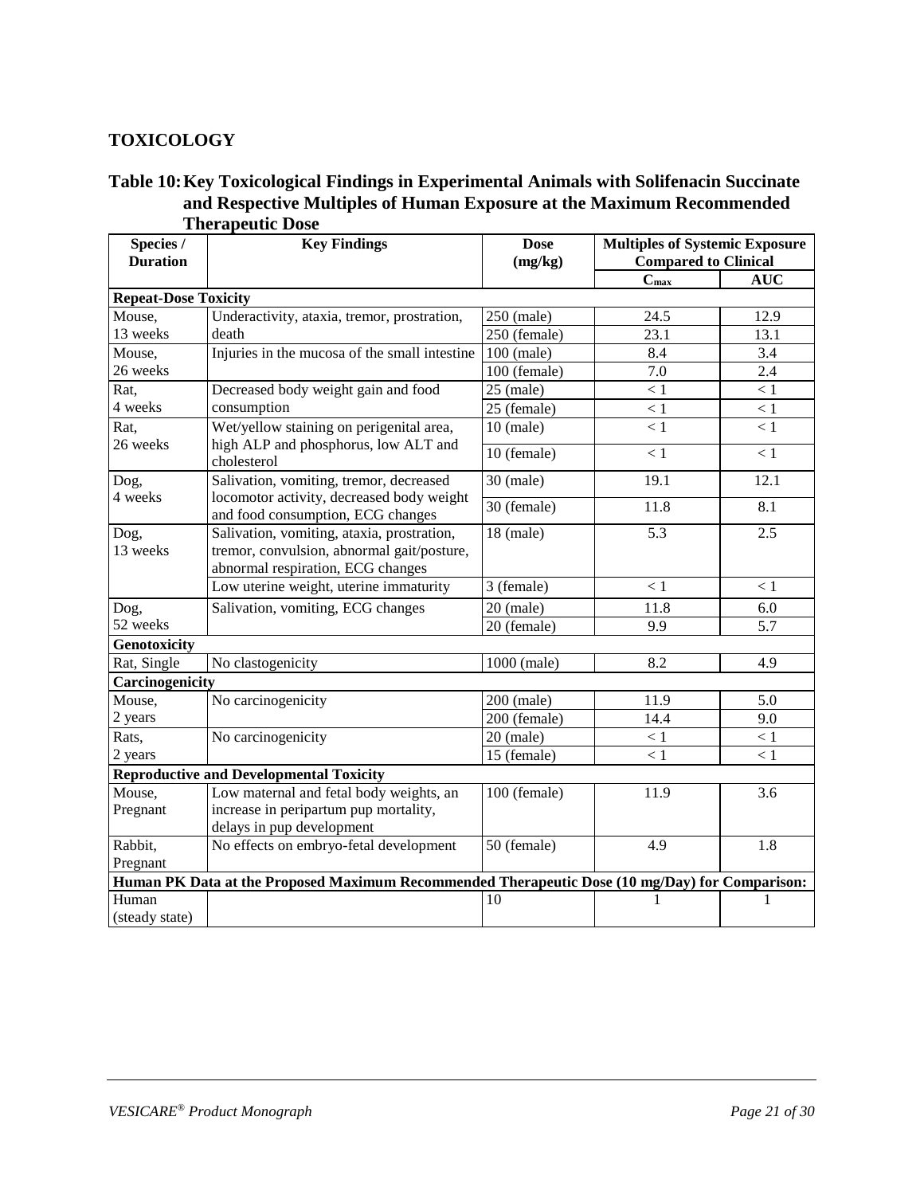## TOXICOLOGY

**Table 10: Key Toxicological Findings in Experimental Animals with Solifenacin Succinate and Respective Multiples of Human Exposure at the Maximum Recommended Therapeutic Dose**

| Species / Duration | Key Findings | Dose (mg/kg) | Multiples of Systemic Exposure Compared to Clinical | |
|---|---|---|---|---|
| | | | $C_{max}$ | AUC |
| **Repeat-Dose Toxicity** | | | | |
| Mouse, 13 weeks | Underactivity, ataxia, tremor, prostration, death | 250 (male) | 24.5 | 12.9 |
| | | 250 (female) | 23.1 | 13.1 |
| Mouse, 26 weeks | Injuries in the mucosa of the small intestine | 100 (male) | 8.4 | 3.4 |
| | | 100 (female) | 7.0 | 2.4 |
| Rat, 4 weeks | Decreased body weight gain and food consumption | 25 (male) | < 1 | < 1 |
| | | 25 (female) | < 1 | < 1 |
| Rat, 26 weeks | Wet/yellow staining on perigenital area, high ALP and phosphorus, low ALT and cholesterol | 10 (male) | < 1 | < 1 |
| | | 10 (female) | < 1 | < 1 |
| Dog, 4 weeks | Salivation, vomiting, tremor, decreased locomotor activity, decreased body weight and food consumption, ECG changes | 30 (male) | 19.1 | 12.1 |
| | | 30 (female) | 11.8 | 8.1 |
| Dog, 13 weeks | Salivation, vomiting, ataxia, prostration, tremor, convulsion, abnormal gait/posture, abnormal respiration, ECG changes | 18 (male) | 5.3 | 2.5 |
| | Low uterine weight, uterine immaturity | 3 (female) | < 1 | < 1 |
| Dog, 52 weeks | Salivation, vomiting, ECG changes | 20 (male) | 11.8 | 6.0 |
| | | 20 (female) | 9.9 | 5.7 |
| **Genotoxicity** | | | | |
| Rat, Single | No clastogenicity | 1000 (male) | 8.2 | 4.9 |
| **Carcinogenicity** | | | | |
| Mouse, 2 years | No carcinogenicity | 200 (male) | 11.9 | 5.0 |
| | | 200 (female) | 14.4 | 9.0 |
| Rats, 2 years | No carcinogenicity | 20 (male) | < 1 | < 1 |
| | | 15 (female) | < 1 | < 1 |
| **Reproductive and Developmental Toxicity** | | | | |
| Mouse, Pregnant | Low maternal and fetal body weights, an increase in peripartum pup mortality, delays in pup development | 100 (female) | 11.9 | 3.6 |
| Rabbit, Pregnant | No effects on embryo-fetal development | 50 (female) | 4.9 | 1.8 |
| **Human PK Data at the Proposed Maximum Recommended Therapeutic Dose (10 mg/Day) for Comparison:** | | | | |
| Human (steady state) | | 10 | 1 | 1 |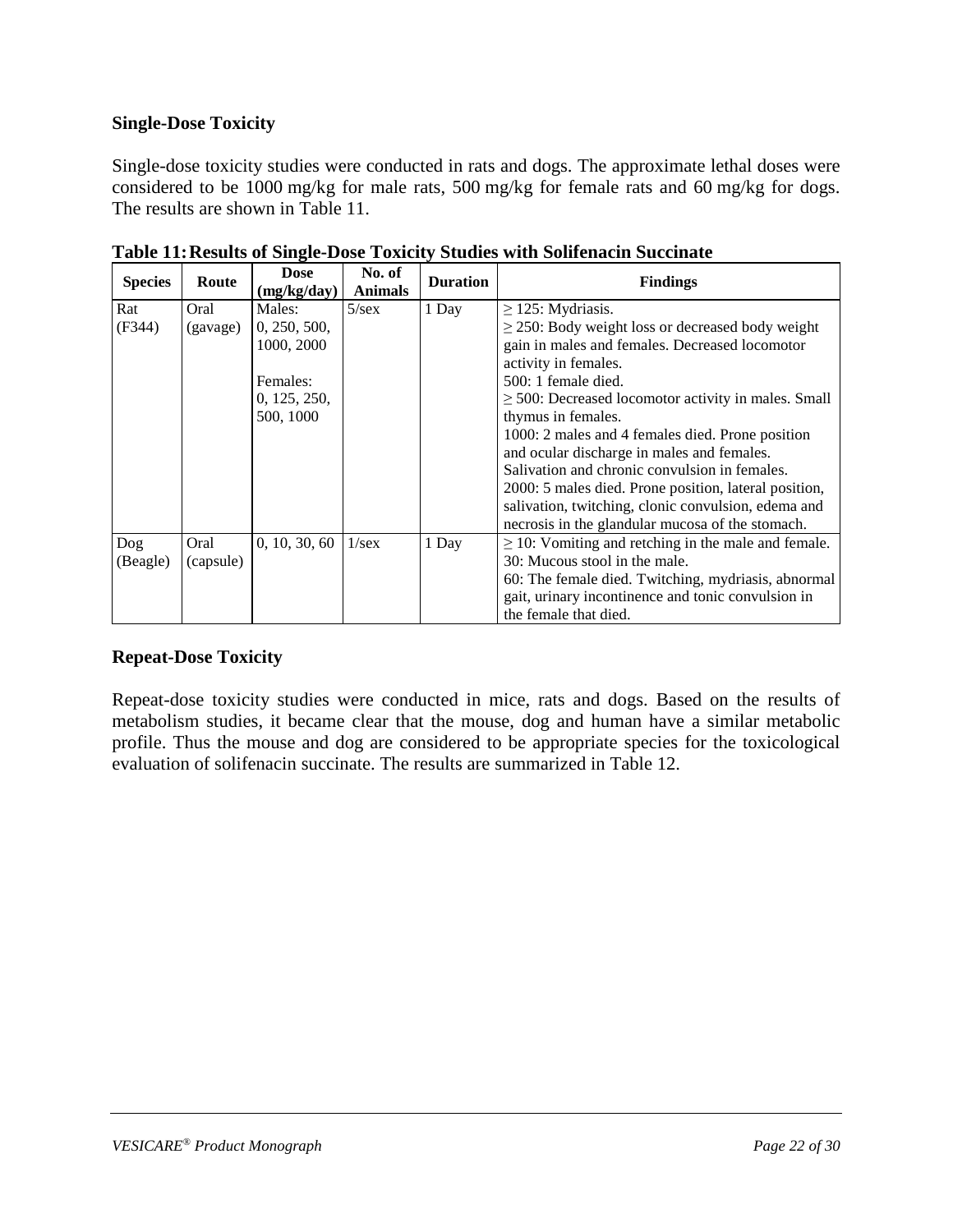### Single-Dose Toxicity

Single-dose toxicity studies were conducted in rats and dogs. The approximate lethal doses were considered to be 1000 mg/kg for male rats, 500 mg/kg for female rats and 60 mg/kg for dogs. The results are shown in Table 11.

**Table 11: Results of Single-Dose Toxicity Studies with Solifenacin Succinate**

| Species | Route | Dose (mg/kg/day) | No. of Animals | Duration | Findings |
|---|---|---|---|---|---|
| Rat (F344) | Oral (gavage) | Males: 0, 250, 500, 1000, 2000<br><br>Females: 0, 125, 250, 500, 1000 | 5/sex | 1 Day | ≥ 125: Mydriasis.<br>≥ 250: Body weight loss or decreased body weight gain in males and females. Decreased locomotor activity in females.<br>500: 1 female died.<br>≥ 500: Decreased locomotor activity in males. Small thymus in females.<br>1000: 2 males and 4 females died. Prone position and ocular discharge in males and females. Salivation and chronic convulsion in females.<br>2000: 5 males died. Prone position, lateral position, salivation, twitching, clonic convulsion, edema and necrosis in the glandular mucosa of the stomach. |
| Dog (Beagle) | Oral (capsule) | 0, 10, 30, 60 | 1/sex | 1 Day | ≥ 10: Vomiting and retching in the male and female.<br>30: Mucous stool in the male.<br>60: The female died. Twitching, mydriasis, abnormal gait, urinary incontinence and tonic convulsion in the female that died. |

### Repeat-Dose Toxicity

Repeat-dose toxicity studies were conducted in mice, rats and dogs. Based on the results of metabolism studies, it became clear that the mouse, dog and human have a similar metabolic profile. Thus the mouse and dog are considered to be appropriate species for the toxicological evaluation of solifenacin succinate. The results are summarized in Table 12.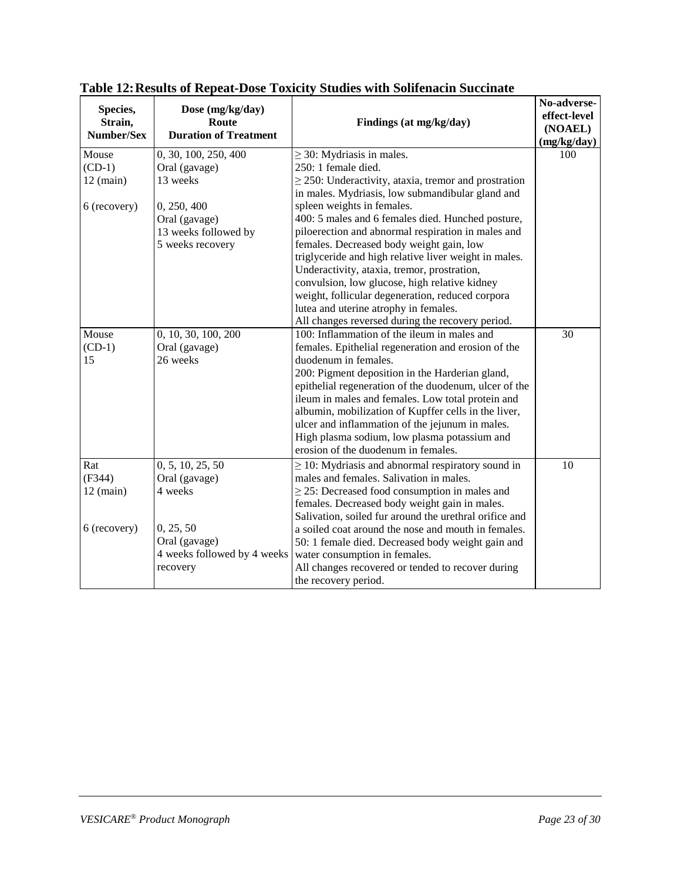**Table 12: Results of Repeat-Dose Toxicity Studies with Solifenacin Succinate**

| Species, Strain, Number/Sex | Dose (mg/kg/day) Route Duration of Treatment | Findings (at mg/kg/day) | No-adverse-effect-level (NOAEL) (mg/kg/day) |
|---|---|---|---|
| Mouse (CD-1) 12 (main)<br><br>6 (recovery) | 0, 30, 100, 250, 400 Oral (gavage) 13 weeks<br><br>0, 250, 400 Oral (gavage) 13 weeks followed by 5 weeks recovery | ≥ 30: Mydriasis in males.<br>250: 1 female died.<br>≥ 250: Underactivity, ataxia, tremor and prostration in males. Mydriasis, low submandibular gland and spleen weights in females.<br>400: 5 males and 6 females died. Hunched posture, piloerection and abnormal respiration in males and females. Decreased body weight gain, low triglyceride and high relative liver weight in males. Underactivity, ataxia, tremor, prostration, convulsion, low glucose, high relative kidney weight, follicular degeneration, reduced corpora lutea and uterine atrophy in females.<br>All changes reversed during the recovery period. | 100 |
| Mouse (CD-1) 15 | 0, 10, 30, 100, 200 Oral (gavage) 26 weeks | 100: Inflammation of the ileum in males and females. Epithelial regeneration and erosion of the duodenum in females.<br>200: Pigment deposition in the Harderian gland, epithelial regeneration of the duodenum, ulcer of the ileum in males and females. Low total protein and albumin, mobilization of Kupffer cells in the liver, ulcer and inflammation of the jejunum in males. High plasma sodium, low plasma potassium and erosion of the duodenum in females. | 30 |
| Rat (F344) 12 (main)<br><br>6 (recovery) | 0, 5, 10, 25, 50 Oral (gavage) 4 weeks<br><br>0, 25, 50 Oral (gavage) 4 weeks followed by 4 weeks recovery | ≥ 10: Mydriasis and abnormal respiratory sound in males and females. Salivation in males.<br>≥ 25: Decreased food consumption in males and females. Decreased body weight gain in males. Salivation, soiled fur around the urethral orifice and a soiled coat around the nose and mouth in females.<br>50: 1 female died. Decreased body weight gain and water consumption in females.<br>All changes recovered or tended to recover during the recovery period. | 10 |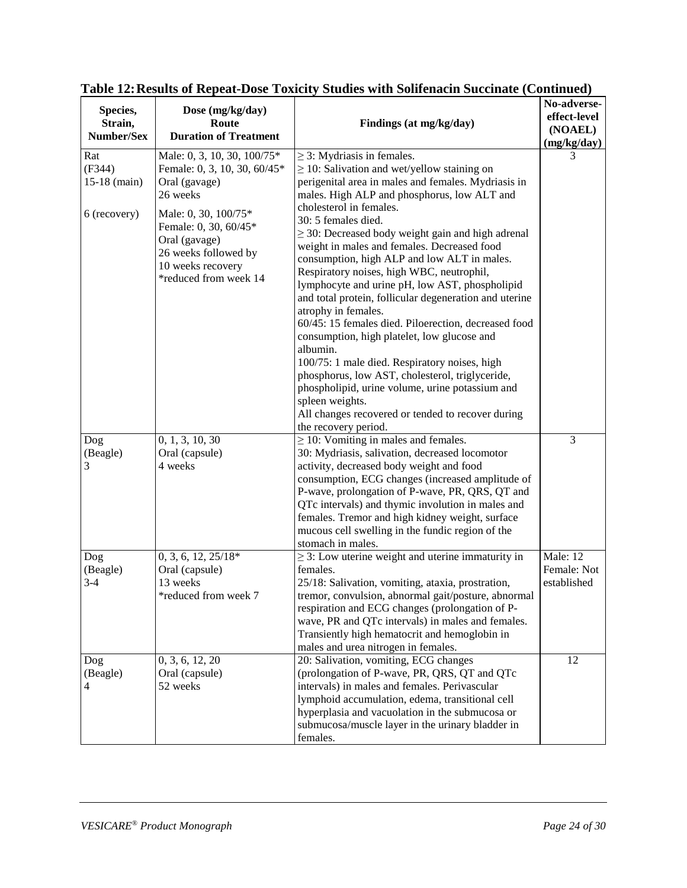**Table 12: Results of Repeat-Dose Toxicity Studies with Solifenacin Succinate (Continued)**

| Species, Strain, Number/Sex | Dose (mg/kg/day) Route Duration of Treatment | Findings (at mg/kg/day) | No-adverse-effect-level (NOAEL) (mg/kg/day) |
|---|---|---|---|
| Rat (F344) 15-18 (main)<br><br>6 (recovery) | Male: 0, 3, 10, 30, 100/75* Female: 0, 3, 10, 30, 60/45* Oral (gavage) 26 weeks<br><br>Male: 0, 30, 100/75* Female: 0, 30, 60/45* Oral (gavage) 26 weeks followed by 10 weeks recovery *reduced from week 14 | ≥ 3: Mydriasis in females.<br>≥ 10: Salivation and wet/yellow staining on perigenital area in males and females. Mydriasis in males. High ALP and phosphorus, low ALT and cholesterol in females.<br>30: 5 females died.<br>≥ 30: Decreased body weight gain and high adrenal weight in males and females. Decreased food consumption, high ALP and low ALT in males. Respiratory noises, high WBC, neutrophil, lymphocyte and urine pH, low AST, phospholipid and total protein, follicular degeneration and uterine atrophy in females.<br>60/45: 15 females died. Piloerection, decreased food consumption, high platelet, low glucose and albumin.<br>100/75: 1 male died. Respiratory noises, high phosphorus, low AST, cholesterol, triglyceride, phospholipid, urine volume, urine potassium and spleen weights.<br>All changes recovered or tended to recover during the recovery period. | 3 |
| Dog (Beagle) 3 | 0, 1, 3, 10, 30 Oral (capsule) 4 weeks | ≥ 10: Vomiting in males and females.<br>30: Mydriasis, salivation, decreased locomotor activity, decreased body weight and food consumption, ECG changes (increased amplitude of P-wave, prolongation of P-wave, PR, QRS, QT and QTc intervals) and thymic involution in males and females. Tremor and high kidney weight, surface mucous cell swelling in the fundic region of the stomach in males. | 3 |
| Dog (Beagle) 3-4 | 0, 3, 6, 12, 25/18* Oral (capsule) 13 weeks *reduced from week 7 | ≥ 3: Low uterine weight and uterine immaturity in females.<br>25/18: Salivation, vomiting, ataxia, prostration, tremor, convulsion, abnormal gait/posture, abnormal respiration and ECG changes (prolongation of P-wave, PR and QTc intervals) in males and females. Transiently high hematocrit and hemoglobin in males and urea nitrogen in females. | Male: 12<br>Female: Not established |
| Dog (Beagle) 4 | 0, 3, 6, 12, 20 Oral (capsule) 52 weeks | 20: Salivation, vomiting, ECG changes (prolongation of P-wave, PR, QRS, QT and QTc intervals) in males and females. Perivascular lymphoid accumulation, edema, transitional cell hyperplasia and vacuolation in the submucosa or submucosa/muscle layer in the urinary bladder in females. | 12 |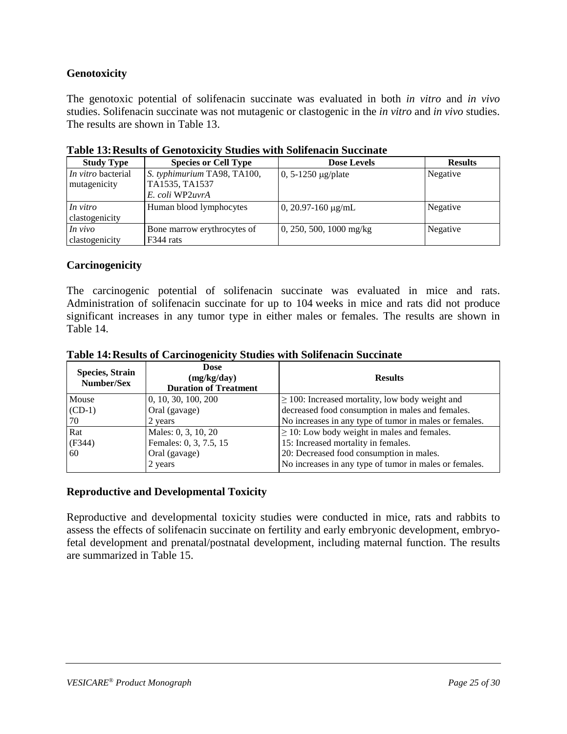### Genotoxicity

The genotoxic potential of solifenacin succinate was evaluated in both *in vitro* and *in vivo* studies. Solifenacin succinate was not mutagenic or clastogenic in the *in vitro* and *in vivo* studies. The results are shown in Table 13.

**Table 13: Results of Genotoxicity Studies with Solifenacin Succinate**

| Study Type | Species or Cell Type | Dose Levels | Results |
|---|---|---|---|
| *In vitro* bacterial mutagenicity | *S. typhimurium* TA98, TA100, TA1535, TA1537<br>*E. coli* WP2*uvrA* | 0, 5-1250 μg/plate | Negative |
| *In vitro* clastogenicity | Human blood lymphocytes | 0, 20.97-160 μg/mL | Negative |
| *In vivo* clastogenicity | Bone marrow erythrocytes of F344 rats | 0, 250, 500, 1000 mg/kg | Negative |

### Carcinogenicity

The carcinogenic potential of solifenacin succinate was evaluated in mice and rats. Administration of solifenacin succinate for up to 104 weeks in mice and rats did not produce significant increases in any tumor type in either males or females. The results are shown in Table 14.

**Table 14: Results of Carcinogenicity Studies with Solifenacin Succinate**

| Species, Strain Number/Sex | Dose (mg/kg/day) Duration of Treatment | Results |
|---|---|---|
| Mouse<br>(CD-1)<br>70 | 0, 10, 30, 100, 200<br>Oral (gavage)<br>2 years | ≥ 100: Increased mortality, low body weight and decreased food consumption in males and females.<br>No increases in any type of tumor in males or females. |
| Rat<br>(F344)<br>60 | Males: 0, 3, 10, 20<br>Females: 0, 3, 7.5, 15<br>Oral (gavage)<br>2 years | ≥ 10: Low body weight in males and females.<br>15: Increased mortality in females.<br>20: Decreased food consumption in males.<br>No increases in any type of tumor in males or females. |

### Reproductive and Developmental Toxicity

Reproductive and developmental toxicity studies were conducted in mice, rats and rabbits to assess the effects of solifenacin succinate on fertility and early embryonic development, embryo-fetal development and prenatal/postnatal development, including maternal function. The results are summarized in Table 15.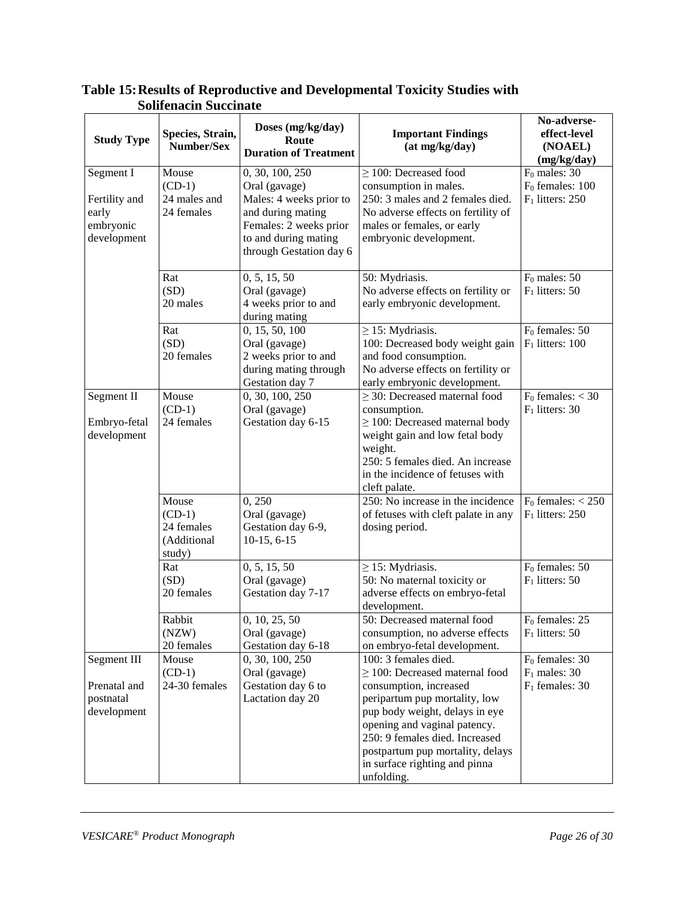**Table 15: Results of Reproductive and Developmental Toxicity Studies with Solifenacin Succinate**

| Study Type | Species, Strain, Number/Sex | Doses (mg/kg/day) Route Duration of Treatment | Important Findings (at mg/kg/day) | No-adverse-effect-level (NOAEL) (mg/kg/day) |
|---|---|---|---|---|
| Segment I<br><br>Fertility and early embryonic development | Mouse (CD-1)<br>24 males and 24 females | 0, 30, 100, 250<br>Oral (gavage)<br>Males: 4 weeks prior to and during mating<br>Females: 2 weeks prior to and during mating through Gestation day 6 | ≥ 100: Decreased food consumption in males.<br>250: 3 males and 2 females died.<br>No adverse effects on fertility of males or females, or early embryonic development. | $F_0$ males: 30<br>$F_0$ females: 100<br>$F_1$ litters: 250 |
| | Rat (SD)<br>20 males | 0, 5, 15, 50<br>Oral (gavage)<br>4 weeks prior to and during mating | 50: Mydriasis.<br>No adverse effects on fertility or early embryonic development. | $F_0$ males: 50<br>$F_1$ litters: 50 |
| | Rat (SD)<br>20 females | 0, 15, 50, 100<br>Oral (gavage)<br>2 weeks prior to and during mating through Gestation day 7 | ≥ 15: Mydriasis.<br>100: Decreased body weight gain and food consumption.<br>No adverse effects on fertility or early embryonic development. | $F_0$ females: 50<br>$F_1$ litters: 100 |
| Segment II<br><br>Embryo-fetal development | Mouse (CD-1)<br>24 females | 0, 30, 100, 250<br>Oral (gavage)<br>Gestation day 6-15 | ≥ 30: Decreased maternal food consumption.<br>≥ 100: Decreased maternal body weight gain and low fetal body weight.<br>250: 5 females died. An increase in the incidence of fetuses with cleft palate. | $F_0$ females: < 30<br>$F_1$ litters: 30 |
| | Mouse (CD-1)<br>24 females (Additional study) | 0, 250<br>Oral (gavage)<br>Gestation day 6-9, 10-15, 6-15 | 250: No increase in the incidence of fetuses with cleft palate in any dosing period. | $F_0$ females: < 250<br>$F_1$ litters: 250 |
| | Rat (SD)<br>20 females | 0, 5, 15, 50<br>Oral (gavage)<br>Gestation day 7-17 | ≥ 15: Mydriasis.<br>50: No maternal toxicity or adverse effects on embryo-fetal development. | $F_0$ females: 50<br>$F_1$ litters: 50 |
| | Rabbit (NZW)<br>20 females | 0, 10, 25, 50<br>Oral (gavage)<br>Gestation day 6-18 | 50: Decreased maternal food consumption, no adverse effects on embryo-fetal development. | $F_0$ females: 25<br>$F_1$ litters: 50 |
| Segment III<br><br>Prenatal and postnatal development | Mouse (CD-1)<br>24-30 females | 0, 30, 100, 250<br>Oral (gavage)<br>Gestation day 6 to Lactation day 20 | 100: 3 females died.<br>≥ 100: Decreased maternal food consumption, increased peripartum pup mortality, low pup body weight, delays in eye opening and vaginal patency.<br>250: 9 females died. Increased postpartum pup mortality, delays in surface righting and pinna unfolding. | $F_0$ females: 30<br>$F_1$ males: 30<br>$F_1$ females: 30 |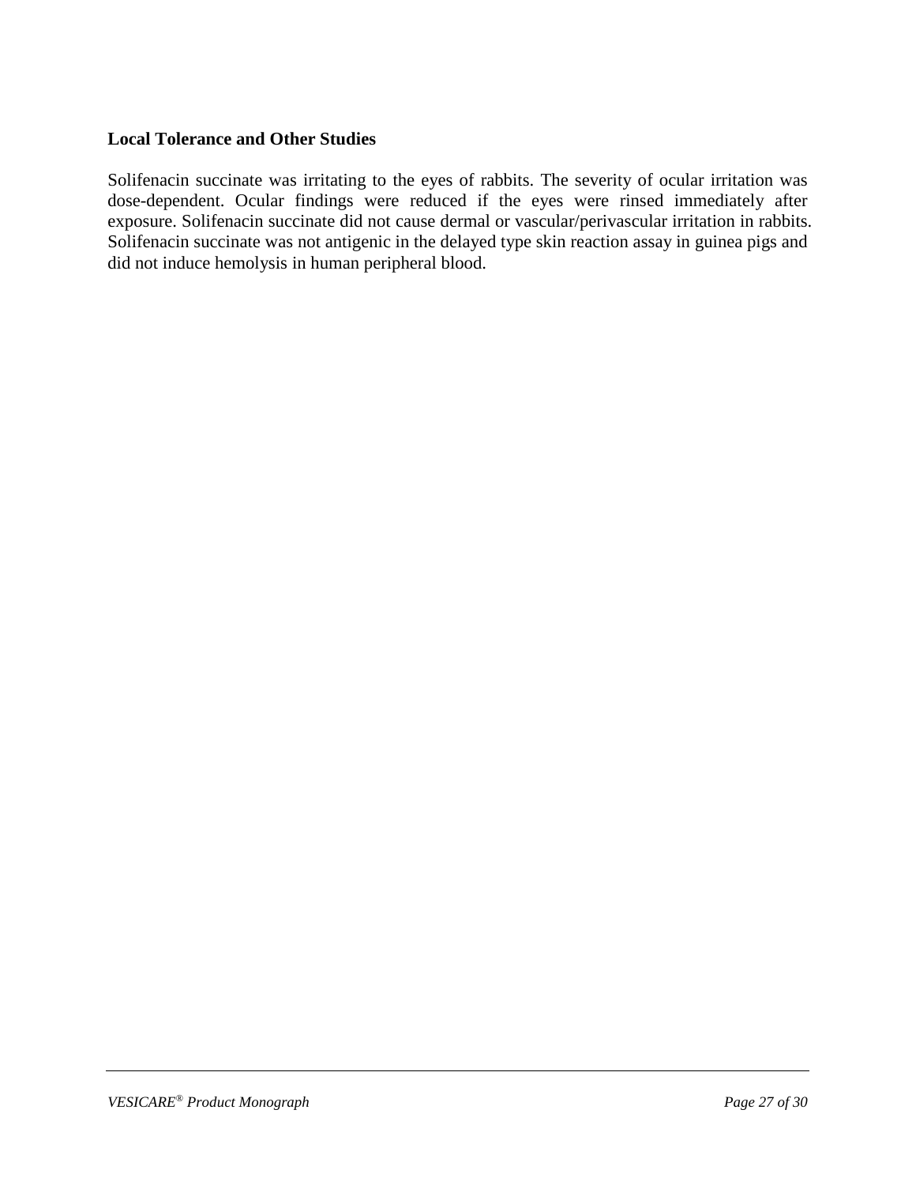**Local Tolerance and Other Studies**

Solifenacin succinate was irritating to the eyes of rabbits. The severity of ocular irritation was dose-dependent. Ocular findings were reduced if the eyes were rinsed immediately after exposure. Solifenacin succinate did not cause dermal or vascular/perivascular irritation in rabbits. Solifenacin succinate was not antigenic in the delayed type skin reaction assay in guinea pigs and did not induce hemolysis in human peripheral blood.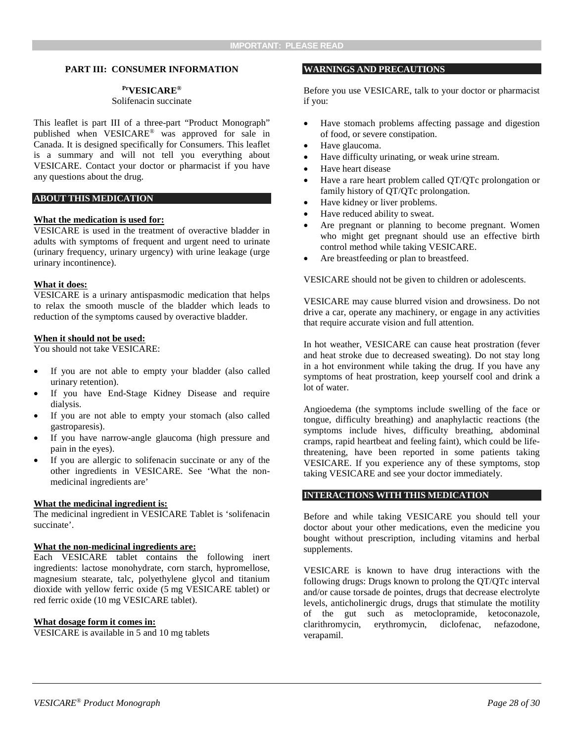**IMPORTANT: PLEASE READ**

## PART III: CONSUMER INFORMATION

**PrVESICARE®**

Solifenacin succinate

This leaflet is part III of a three-part "Product Monograph" published when VESICARE® was approved for sale in Canada. It is designed specifically for Consumers. This leaflet is a summary and will not tell you everything about VESICARE. Contact your doctor or pharmacist if you have any questions about the drug.

### ABOUT THIS MEDICATION

**What the medication is used for:**

VESICARE is used in the treatment of overactive bladder in adults with symptoms of frequent and urgent need to urinate (urinary frequency, urinary urgency) with urine leakage (urge urinary incontinence).

**What it does:**

VESICARE is a urinary antispasmodic medication that helps to relax the smooth muscle of the bladder which leads to reduction of the symptoms caused by overactive bladder.

**When it should not be used:**

You should not take VESICARE:

- If you are not able to empty your bladder (also called urinary retention).
- If you have End-Stage Kidney Disease and require dialysis.
- If you are not able to empty your stomach (also called gastroparesis).
- If you have narrow-angle glaucoma (high pressure and pain in the eyes).
- If you are allergic to solifenacin succinate or any of the other ingredients in VESICARE. See 'What the non-medicinal ingredients are'

**What the medicinal ingredient is:**

The medicinal ingredient in VESICARE Tablet is 'solifenacin succinate'.

**What the non-medicinal ingredients are:**

Each VESICARE tablet contains the following inert ingredients: lactose monohydrate, corn starch, hypromellose, magnesium stearate, talc, polyethylene glycol and titanium dioxide with yellow ferric oxide (5 mg VESICARE tablet) or red ferric oxide (10 mg VESICARE tablet).

**What dosage form it comes in:**

VESICARE is available in 5 and 10 mg tablets

### WARNINGS AND PRECAUTIONS

Before you use VESICARE, talk to your doctor or pharmacist if you:

- Have stomach problems affecting passage and digestion of food, or severe constipation.
- Have glaucoma.
- Have difficulty urinating, or weak urine stream.
- Have heart disease
- Have a rare heart problem called QT/QTc prolongation or family history of QT/QTc prolongation.
- Have kidney or liver problems.
- Have reduced ability to sweat.
- Are pregnant or planning to become pregnant. Women who might get pregnant should use an effective birth control method while taking VESICARE.
- Are breastfeeding or plan to breastfeed.

VESICARE should not be given to children or adolescents.

VESICARE may cause blurred vision and drowsiness. Do not drive a car, operate any machinery, or engage in any activities that require accurate vision and full attention.

In hot weather, VESICARE can cause heat prostration (fever and heat stroke due to decreased sweating). Do not stay long in a hot environment while taking the drug. If you have any symptoms of heat prostration, keep yourself cool and drink a lot of water.

Angioedema (the symptoms include swelling of the face or tongue, difficulty breathing) and anaphylactic reactions (the symptoms include hives, difficulty breathing, abdominal cramps, rapid heartbeat and feeling faint), which could be life-threatening, have been reported in some patients taking VESICARE. If you experience any of these symptoms, stop taking VESICARE and see your doctor immediately.

### INTERACTIONS WITH THIS MEDICATION

Before and while taking VESICARE you should tell your doctor about your other medications, even the medicine you bought without prescription, including vitamins and herbal supplements.

VESICARE is known to have drug interactions with the following drugs: Drugs known to prolong the QT/QTc interval and/or cause torsade de pointes, drugs that decrease electrolyte levels, anticholinergic drugs, drugs that stimulate the motility of the gut such as metoclopramide, ketoconazole, clarithromycin, erythromycin, diclofenac, nefazodone, verapamil.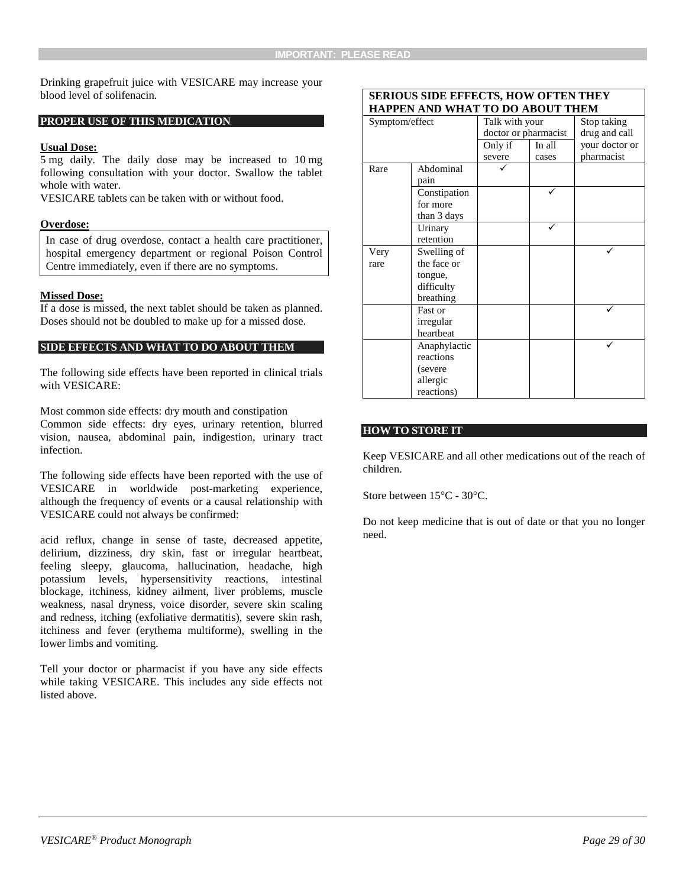Drinking grapefruit juice with VESICARE may increase your blood level of solifenacin.

## PROPER USE OF THIS MEDICATION

**Usual Dose:**

5 mg daily. The daily dose may be increased to 10 mg following consultation with your doctor. Swallow the tablet whole with water.

VESICARE tablets can be taken with or without food.

**Overdose:**

In case of drug overdose, contact a health care practitioner, hospital emergency department or regional Poison Control Centre immediately, even if there are no symptoms.

**Missed Dose:**

If a dose is missed, the next tablet should be taken as planned. Doses should not be doubled to make up for a missed dose.

## SIDE EFFECTS AND WHAT TO DO ABOUT THEM

The following side effects have been reported in clinical trials with VESICARE:

Most common side effects: dry mouth and constipation

Common side effects: dry eyes, urinary retention, blurred vision, nausea, abdominal pain, indigestion, urinary tract infection.

The following side effects have been reported with the use of VESICARE in worldwide post-marketing experience, although the frequency of events or a causal relationship with VESICARE could not always be confirmed:

acid reflux, change in sense of taste, decreased appetite, delirium, dizziness, dry skin, fast or irregular heartbeat, feeling sleepy, glaucoma, hallucination, headache, high potassium levels, hypersensitivity reactions, intestinal blockage, itchiness, kidney ailment, liver problems, muscle weakness, nasal dryness, voice disorder, severe skin scaling and redness, itching (exfoliative dermatitis), severe skin rash, itchiness and fever (erythema multiforme), swelling in the lower limbs and vomiting.

Tell your doctor or pharmacist if you have any side effects while taking VESICARE. This includes any side effects not listed above.

**SERIOUS SIDE EFFECTS, HOW OFTEN THEY HAPPEN AND WHAT TO DO ABOUT THEM**

| Symptom/effect | | Talk with your doctor or pharmacist | | Stop taking drug and call your doctor or pharmacist |
|---|---|---|---|---|
| | | Only if severe | In all cases | |
| Rare | Abdominal pain | ✓ | | |
| | Constipation for more than 3 days | | ✓ | |
| | Urinary retention | | ✓ | |
| Very rare | Swelling of the face or tongue, difficulty breathing | | | ✓ |
| | Fast or irregular heartbeat | | | ✓ |
| | Anaphylactic reactions (severe allergic reactions) | | | ✓ |

## HOW TO STORE IT

Keep VESICARE and all other medications out of the reach of children.

Store between 15°C - 30°C.

Do not keep medicine that is out of date or that you no longer need.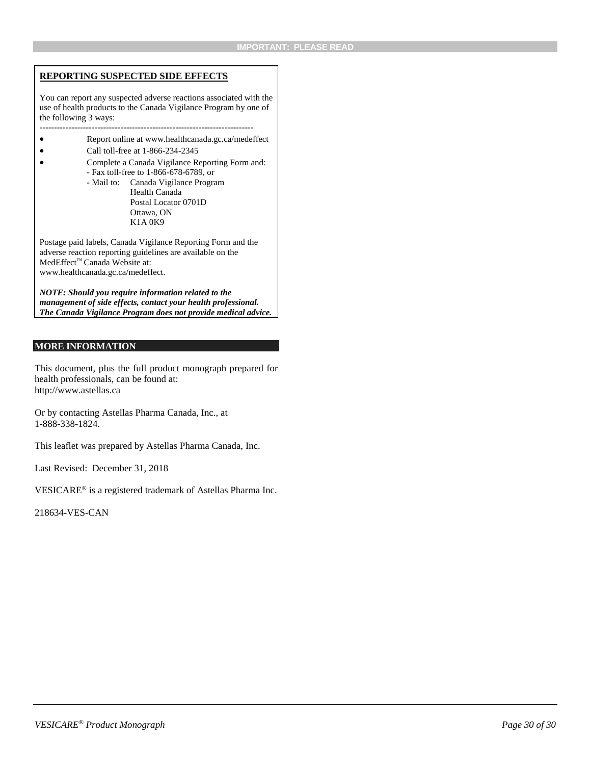## REPORTING SUSPECTED SIDE EFFECTS

You can report any suspected adverse reactions associated with the use of health products to the Canada Vigilance Program by one of the following 3 ways:

--------------------------------------------------------------------------

- Report online at www.healthcanada.gc.ca/medeffect
- Call toll-free at 1-866-234-2345
- Complete a Canada Vigilance Reporting Form and:
  - Fax toll-free to 1-866-678-6789, or
  - Mail to: Canada Vigilance Program
    Health Canada
    Postal Locator 0701D
    Ottawa, ON
    K1A 0K9

Postage paid labels, Canada Vigilance Reporting Form and the adverse reaction reporting guidelines are available on the MedEffect™ Canada Website at: www.healthcanada.gc.ca/medeffect.

***NOTE: Should you require information related to the management of side effects, contact your health professional. The Canada Vigilance Program does not provide medical advice.***

## MORE INFORMATION

This document, plus the full product monograph prepared for health professionals, can be found at: http://www.astellas.ca

Or by contacting Astellas Pharma Canada, Inc., at 1-888-338-1824.

This leaflet was prepared by Astellas Pharma Canada, Inc.

Last Revised: December 31, 2018

VESICARE® is a registered trademark of Astellas Pharma Inc.

218634-VES-CAN